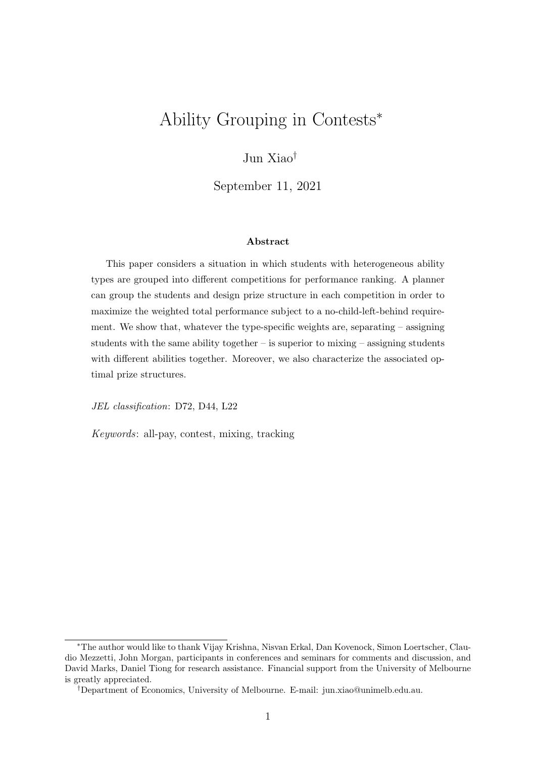# Ability Grouping in Contests*

Jun Xiao†

September 11, 2021

**Abstract**

This paper considers a situation in which students with heterogeneous ability types are grouped into different competitions for performance ranking. A planner can group the students and design prize structure in each competition in order to maximize the weighted total performance subject to a no-child-left-behind requirement. We show that, whatever the type-specific weights are, separating – assigning students with the same ability together – is superior to mixing – assigning students with different abilities together. Moreover, we also characterize the associated optimal prize structures.

*JEL classification*: D72, D44, L22

*Keywords*: all-pay, contest, mixing, tracking

*The author would like to thank Vijay Krishna, Nisvan Erkal, Dan Kovenock, Simon Loertscher, Claudio Mezzetti, John Morgan, participants in conferences and seminars for comments and discussion, and David Marks, Daniel Tiong for research assistance. Financial support from the University of Melbourne is greatly appreciated.

†Department of Economics, University of Melbourne. E-mail: jun.xiao@unimelb.edu.au.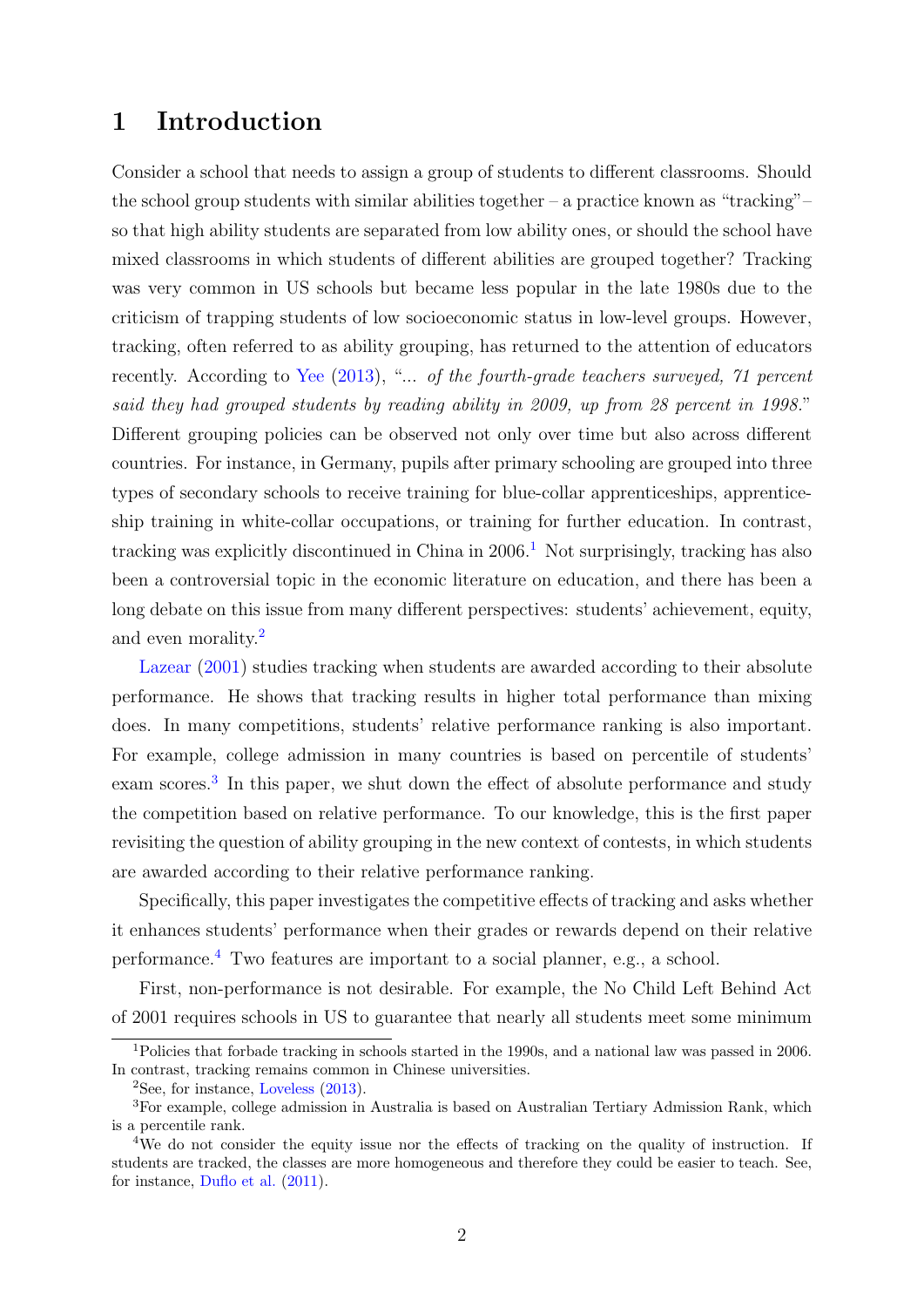# 1 Introduction

Consider a school that needs to assign a group of students to different classrooms. Should the school group students with similar abilities together – a practice known as "tracking"– so that high ability students are separated from low ability ones, or should the school have mixed classrooms in which students of different abilities are grouped together? Tracking was very common in US schools but became less popular in the late 1980s due to the criticism of trapping students of low socioeconomic status in low-level groups. However, tracking, often referred to as ability grouping, has returned to the attention of educators recently. According to Yee (2013), "*... of the fourth-grade teachers surveyed, 71 percent said they had grouped students by reading ability in 2009, up from 28 percent in 1998.*" Different grouping policies can be observed not only over time but also across different countries. For instance, in Germany, pupils after primary schooling are grouped into three types of secondary schools to receive training for blue-collar apprenticeships, apprenticeship training in white-collar occupations, or training for further education. In contrast, tracking was explicitly discontinued in China in 2006.[1] Not surprisingly, tracking has also been a controversial topic in the economic literature on education, and there has been a long debate on this issue from many different perspectives: students' achievement, equity, and even morality.[2]

Lazear (2001) studies tracking when students are awarded according to their absolute performance. He shows that tracking results in higher total performance than mixing does. In many competitions, students' relative performance ranking is also important. For example, college admission in many countries is based on percentile of students' exam scores.[3] In this paper, we shut down the effect of absolute performance and study the competition based on relative performance. To our knowledge, this is the first paper revisiting the question of ability grouping in the new context of contests, in which students are awarded according to their relative performance ranking.

Specifically, this paper investigates the competitive effects of tracking and asks whether it enhances students' performance when their grades or rewards depend on their relative performance.[4] Two features are important to a social planner, e.g., a school.

First, non-performance is not desirable. For example, the No Child Left Behind Act of 2001 requires schools in US to guarantee that nearly all students meet some minimum

[1] Policies that forbade tracking in schools started in the 1990s, and a national law was passed in 2006. In contrast, tracking remains common in Chinese universities.

[2] See, for instance, Loveless (2013).

[3] For example, college admission in Australia is based on Australian Tertiary Admission Rank, which is a percentile rank.

[4] We do not consider the equity issue nor the effects of tracking on the quality of instruction. If students are tracked, the classes are more homogeneous and therefore they could be easier to teach. See, for instance, Duflo et al. (2011).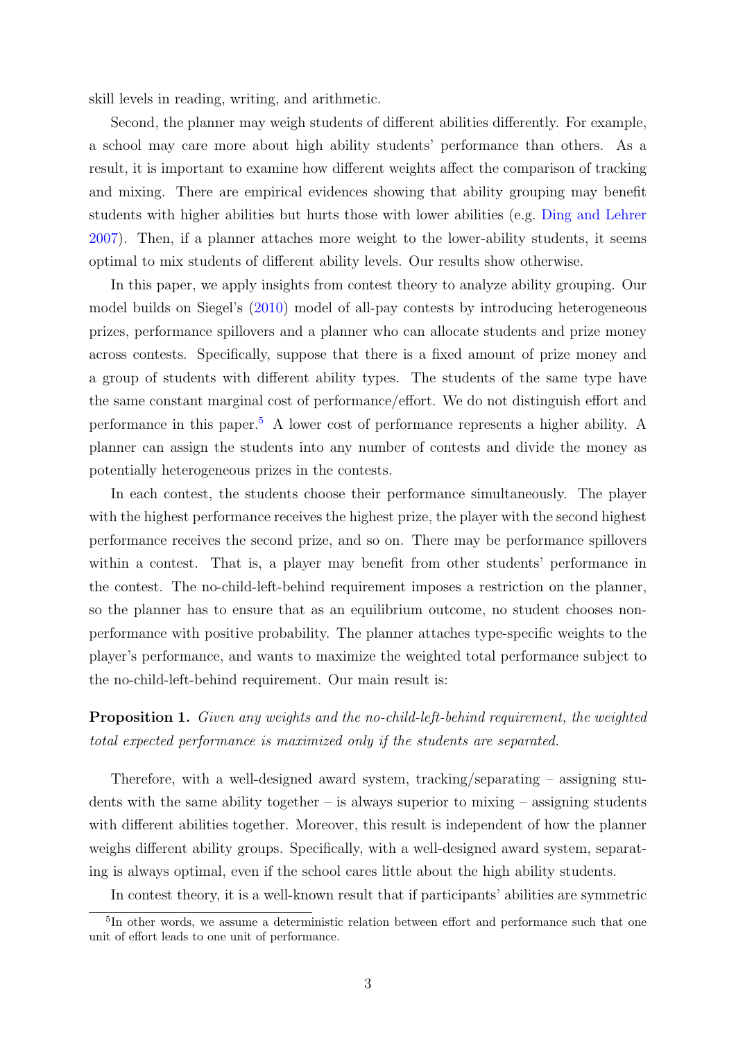skill levels in reading, writing, and arithmetic.

Second, the planner may weigh students of different abilities differently. For example, a school may care more about high ability students' performance than others. As a result, it is important to examine how different weights affect the comparison of tracking and mixing. There are empirical evidences showing that ability grouping may benefit students with higher abilities but hurts those with lower abilities (e.g. Ding and Lehrer 2007). Then, if a planner attaches more weight to the lower-ability students, it seems optimal to mix students of different ability levels. Our results show otherwise.

In this paper, we apply insights from contest theory to analyze ability grouping. Our model builds on Siegel's (2010) model of all-pay contests by introducing heterogeneous prizes, performance spillovers and a planner who can allocate students and prize money across contests. Specifically, suppose that there is a fixed amount of prize money and a group of students with different ability types. The students of the same type have the same constant marginal cost of performance/effort. We do not distinguish effort and performance in this paper.[5] A lower cost of performance represents a higher ability. A planner can assign the students into any number of contests and divide the money as potentially heterogeneous prizes in the contests.

In each contest, the students choose their performance simultaneously. The player with the highest performance receives the highest prize, the player with the second highest performance receives the second prize, and so on. There may be performance spillovers within a contest. That is, a player may benefit from other students' performance in the contest. The no-child-left-behind requirement imposes a restriction on the planner, so the planner has to ensure that as an equilibrium outcome, no student chooses non-performance with positive probability. The planner attaches type-specific weights to the player's performance, and wants to maximize the weighted total performance subject to the no-child-left-behind requirement. Our main result is:

**Proposition 1.** *Given any weights and the no-child-left-behind requirement, the weighted total expected performance is maximized only if the students are separated.*

Therefore, with a well-designed award system, tracking/separating – assigning students with the same ability together – is always superior to mixing – assigning students with different abilities together. Moreover, this result is independent of how the planner weighs different ability groups. Specifically, with a well-designed award system, separating is always optimal, even if the school cares little about the high ability students.

In contest theory, it is a well-known result that if participants' abilities are symmetric

[5] In other words, we assume a deterministic relation between effort and performance such that one unit of effort leads to one unit of performance.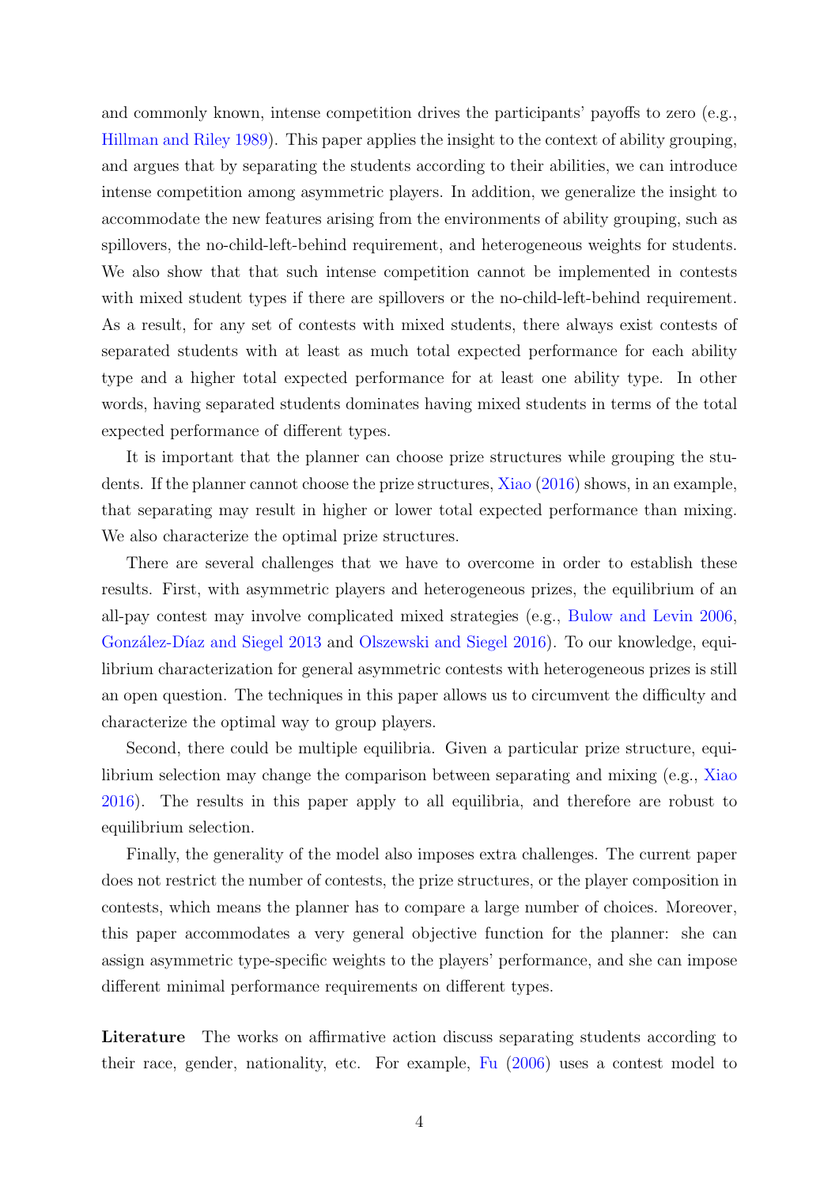and commonly known, intense competition drives the participants' payoffs to zero (e.g., Hillman and Riley 1989). This paper applies the insight to the context of ability grouping, and argues that by separating the students according to their abilities, we can introduce intense competition among asymmetric players. In addition, we generalize the insight to accommodate the new features arising from the environments of ability grouping, such as spillovers, the no-child-left-behind requirement, and heterogeneous weights for students. We also show that that such intense competition cannot be implemented in contests with mixed student types if there are spillovers or the no-child-left-behind requirement. As a result, for any set of contests with mixed students, there always exist contests of separated students with at least as much total expected performance for each ability type and a higher total expected performance for at least one ability type. In other words, having separated students dominates having mixed students in terms of the total expected performance of different types.

It is important that the planner can choose prize structures while grouping the students. If the planner cannot choose the prize structures, Xiao (2016) shows, in an example, that separating may result in higher or lower total expected performance than mixing. We also characterize the optimal prize structures.

There are several challenges that we have to overcome in order to establish these results. First, with asymmetric players and heterogeneous prizes, the equilibrium of an all-pay contest may involve complicated mixed strategies (e.g., Bulow and Levin 2006, González-Díaz and Siegel 2013 and Olszewski and Siegel 2016). To our knowledge, equilibrium characterization for general asymmetric contests with heterogeneous prizes is still an open question. The techniques in this paper allows us to circumvent the difficulty and characterize the optimal way to group players.

Second, there could be multiple equilibria. Given a particular prize structure, equilibrium selection may change the comparison between separating and mixing (e.g., Xiao 2016). The results in this paper apply to all equilibria, and therefore are robust to equilibrium selection.

Finally, the generality of the model also imposes extra challenges. The current paper does not restrict the number of contests, the prize structures, or the player composition in contests, which means the planner has to compare a large number of choices. Moreover, this paper accommodates a very general objective function for the planner: she can assign asymmetric type-specific weights to the players' performance, and she can impose different minimal performance requirements on different types.

**Literature** The works on affirmative action discuss separating students according to their race, gender, nationality, etc. For example, Fu (2006) uses a contest model to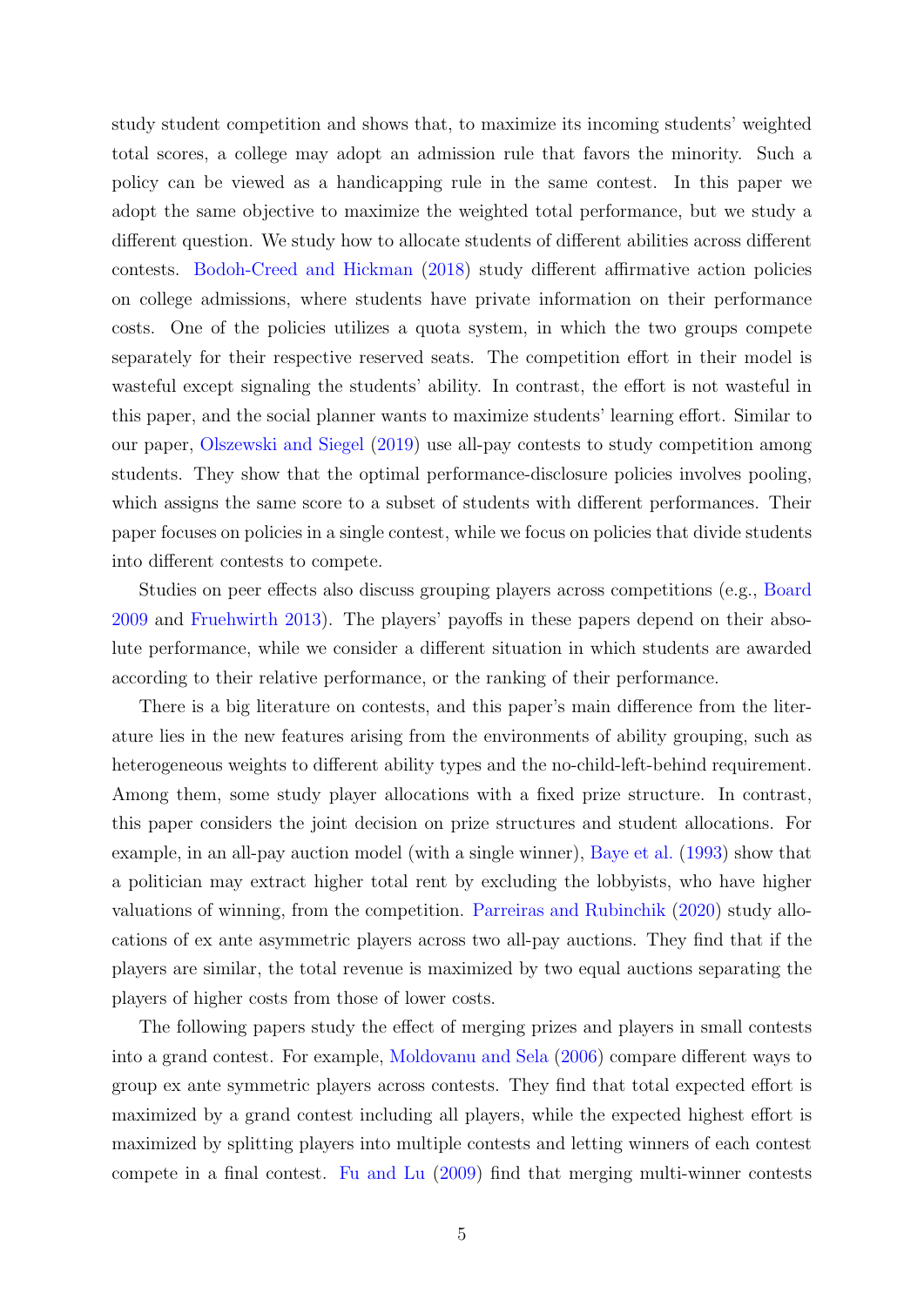study student competition and shows that, to maximize its incoming students' weighted total scores, a college may adopt an admission rule that favors the minority. Such a policy can be viewed as a handicapping rule in the same contest. In this paper we adopt the same objective to maximize the weighted total performance, but we study a different question. We study how to allocate students of different abilities across different contests. Bodoh-Creed and Hickman (2018) study different affirmative action policies on college admissions, where students have private information on their performance costs. One of the policies utilizes a quota system, in which the two groups compete separately for their respective reserved seats. The competition effort in their model is wasteful except signaling the students' ability. In contrast, the effort is not wasteful in this paper, and the social planner wants to maximize students' learning effort. Similar to our paper, Olszewski and Siegel (2019) use all-pay contests to study competition among students. They show that the optimal performance-disclosure policies involves pooling, which assigns the same score to a subset of students with different performances. Their paper focuses on policies in a single contest, while we focus on policies that divide students into different contests to compete.

Studies on peer effects also discuss grouping players across competitions (e.g., Board 2009 and Fruehwirth 2013). The players' payoffs in these papers depend on their absolute performance, while we consider a different situation in which students are awarded according to their relative performance, or the ranking of their performance.

There is a big literature on contests, and this paper's main difference from the literature lies in the new features arising from the environments of ability grouping, such as heterogeneous weights to different ability types and the no-child-left-behind requirement. Among them, some study player allocations with a fixed prize structure. In contrast, this paper considers the joint decision on prize structures and student allocations. For example, in an all-pay auction model (with a single winner), Baye et al. (1993) show that a politician may extract higher total rent by excluding the lobbyists, who have higher valuations of winning, from the competition. Parreiras and Rubinchik (2020) study allocations of ex ante asymmetric players across two all-pay auctions. They find that if the players are similar, the total revenue is maximized by two equal auctions separating the players of higher costs from those of lower costs.

The following papers study the effect of merging prizes and players in small contests into a grand contest. For example, Moldovanu and Sela (2006) compare different ways to group ex ante symmetric players across contests. They find that total expected effort is maximized by a grand contest including all players, while the expected highest effort is maximized by splitting players into multiple contests and letting winners of each contest compete in a final contest. Fu and Lu (2009) find that merging multi-winner contests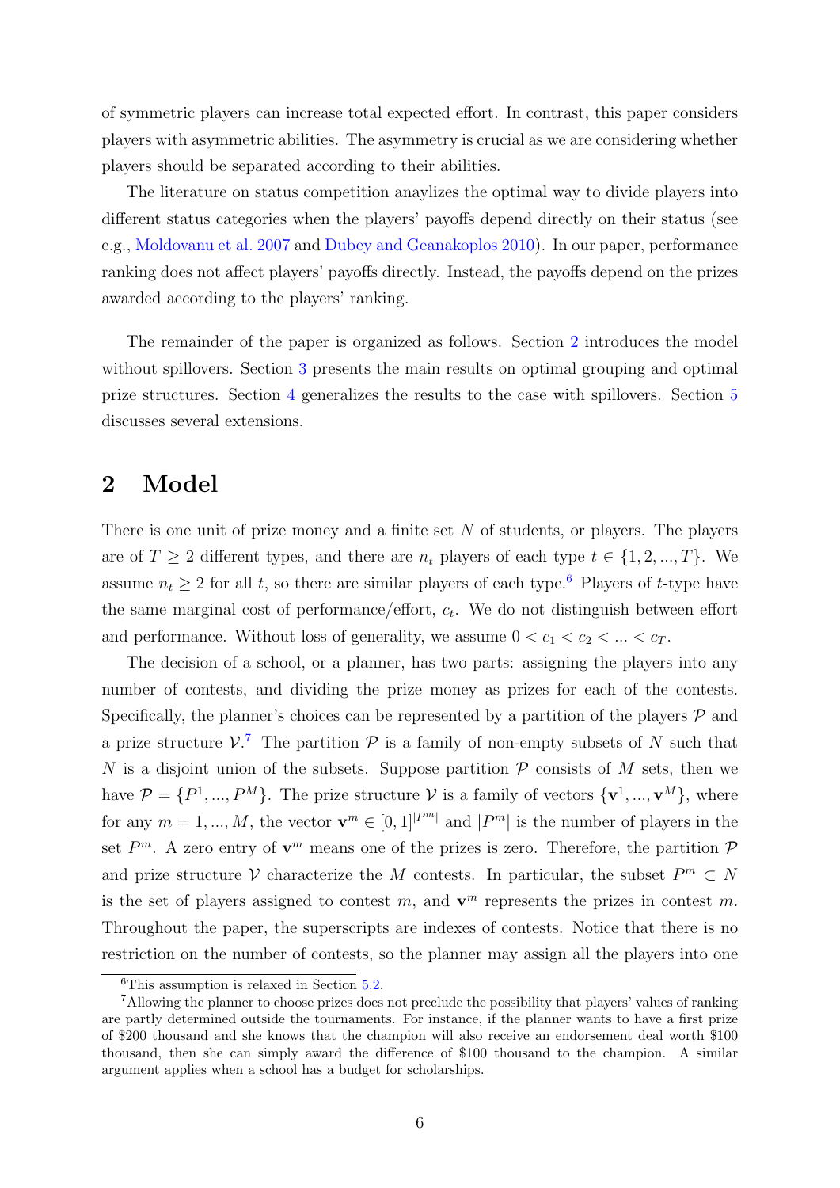of symmetric players can increase total expected effort. In contrast, this paper considers players with asymmetric abilities. The asymmetry is crucial as we are considering whether players should be separated according to their abilities.

The literature on status competition anaylizes the optimal way to divide players into different status categories when the players' payoffs depend directly on their status (see e.g., Moldovanu et al. 2007 and Dubey and Geanakoplos 2010). In our paper, performance ranking does not affect players' payoffs directly. Instead, the payoffs depend on the prizes awarded according to the players' ranking.

The remainder of the paper is organized as follows. Section 2 introduces the model without spillovers. Section 3 presents the main results on optimal grouping and optimal prize structures. Section 4 generalizes the results to the case with spillovers. Section 5 discusses several extensions.

## 2 Model

There is one unit of prize money and a finite set $N$ of students, or players. The players are of $T \geq 2$ different types, and there are $n_t$ players of each type $t \in \{1, 2, ..., T\}$. We assume $n_t \geq 2$ for all $t$, so there are similar players of each type.[6] Players of $t$-type have the same marginal cost of performance/effort, $c_t$. We do not distinguish between effort and performance. Without loss of generality, we assume $0 < c_1 < c_2 < ... < c_T$.

The decision of a school, or a planner, has two parts: assigning the players into any number of contests, and dividing the prize money as prizes for each of the contests. Specifically, the planner's choices can be represented by a partition of the players $\mathcal{P}$ and a prize structure $\mathcal{V}$.[7] The partition $\mathcal{P}$ is a family of non-empty subsets of $N$ such that $N$ is a disjoint union of the subsets. Suppose partition $\mathcal{P}$ consists of $M$ sets, then we have $\mathcal{P} = \{P^1, ..., P^M\}$. The prize structure $\mathcal{V}$ is a family of vectors $\{\mathbf{v}^1, ..., \mathbf{v}^M\}$, where for any $m = 1, ..., M$, the vector $\mathbf{v}^m \in [0, 1]^{|P^m|}$ and $|P^m|$ is the number of players in the set $P^m$. A zero entry of $\mathbf{v}^m$ means one of the prizes is zero. Therefore, the partition $\mathcal{P}$ and prize structure $\mathcal{V}$ characterize the $M$ contests. In particular, the subset $P^m \subset N$ is the set of players assigned to contest $m$, and $\mathbf{v}^m$ represents the prizes in contest $m$. Throughout the paper, the superscripts are indexes of contests. Notice that there is no restriction on the number of contests, so the planner may assign all the players into one

[6] This assumption is relaxed in Section 5.2.

[7] Allowing the planner to choose prizes does not preclude the possibility that players' values of ranking are partly determined outside the tournaments. For instance, if the planner wants to have a first prize of \$200 thousand and she knows that the champion will also receive an endorsement deal worth \$100 thousand, then she can simply award the difference of \$100 thousand to the champion. A similar argument applies when a school has a budget for scholarships.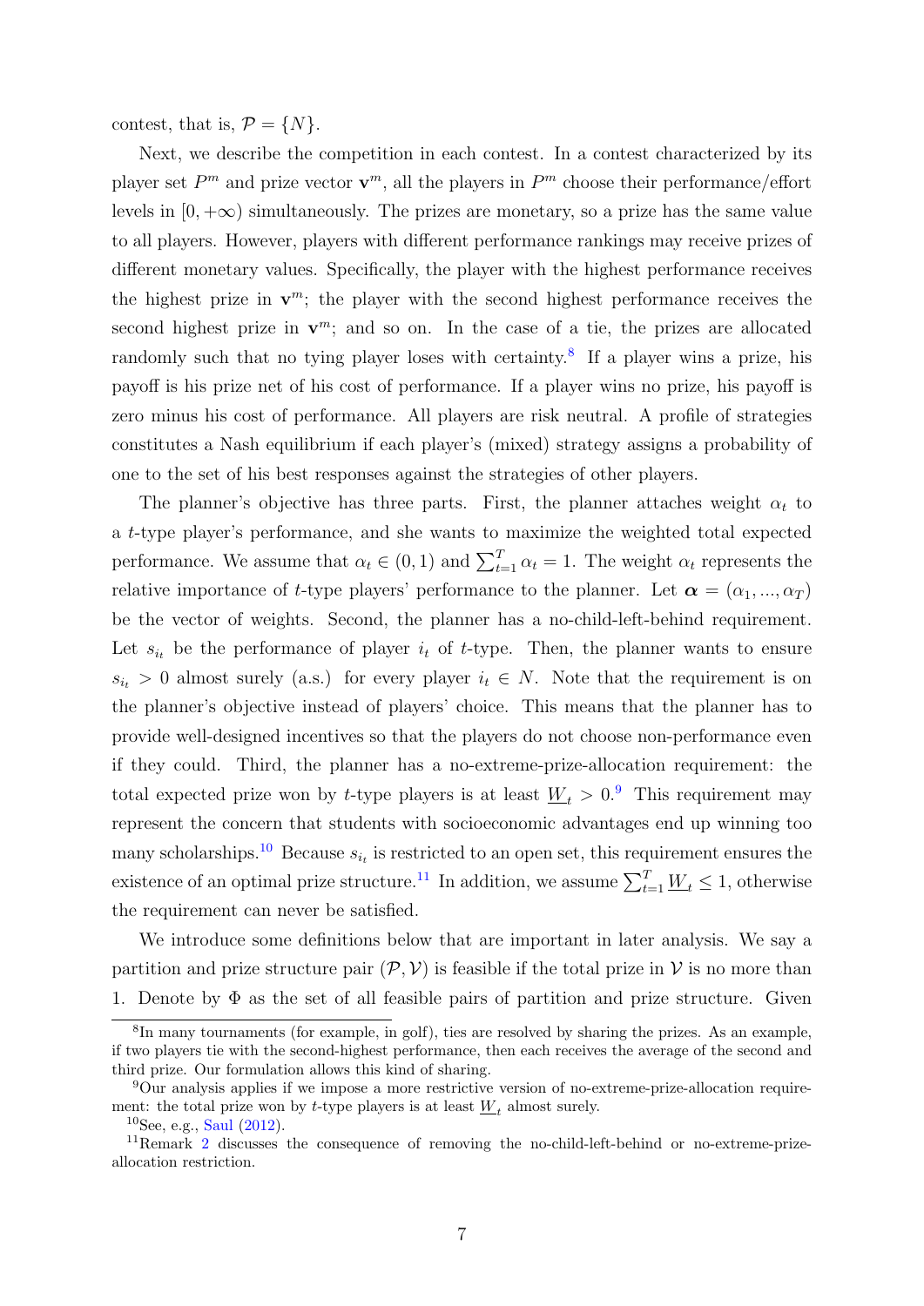contest, that is, $\mathcal{P} = \{N\}$.

Next, we describe the competition in each contest. In a contest characterized by its player set $P^m$ and prize vector $\mathbf{v}^m$, all the players in $P^m$ choose their performance/effort levels in $[0, +\infty)$ simultaneously. The prizes are monetary, so a prize has the same value to all players. However, players with different performance rankings may receive prizes of different monetary values. Specifically, the player with the highest performance receives the highest prize in $\mathbf{v}^m$; the player with the second highest performance receives the second highest prize in $\mathbf{v}^m$; and so on. In the case of a tie, the prizes are allocated randomly such that no tying player loses with certainty.[8] If a player wins a prize, his payoff is his prize net of his cost of performance. If a player wins no prize, his payoff is zero minus his cost of performance. All players are risk neutral. A profile of strategies constitutes a Nash equilibrium if each player's (mixed) strategy assigns a probability of one to the set of his best responses against the strategies of other players.

The planner's objective has three parts. First, the planner attaches weight $\alpha_t$ to a $t$-type player's performance, and she wants to maximize the weighted total expected performance. We assume that $\alpha_t \in (0, 1)$ and $\sum_{t=1}^{T} \alpha_t = 1$. The weight $\alpha_t$ represents the relative importance of $t$-type players' performance to the planner. Let $\boldsymbol{\alpha} = (\alpha_1, ..., \alpha_T)$ be the vector of weights. Second, the planner has a no-child-left-behind requirement. Let $s_{i_t}$ be the performance of player $i_t$ of $t$-type. Then, the planner wants to ensure $s_{i_t} > 0$ almost surely (a.s.) for every player $i_t \in N$. Note that the requirement is on the planner's objective instead of players' choice. This means that the planner has to provide well-designed incentives so that the players do not choose non-performance even if they could. Third, the planner has a no-extreme-prize-allocation requirement: the total expected prize won by $t$-type players is at least $\underline{W}_t > 0$.[9] This requirement may represent the concern that students with socioeconomic advantages end up winning too many scholarships.[10] Because $s_{i_t}$ is restricted to an open set, this requirement ensures the existence of an optimal prize structure.[11] In addition, we assume $\sum_{t=1}^{T} \underline{W}_t \leq 1$, otherwise the requirement can never be satisfied.

We introduce some definitions below that are important in later analysis. We say a partition and prize structure pair $(\mathcal{P}, \mathcal{V})$ is feasible if the total prize in $\mathcal{V}$ is no more than 1. Denote by $\Phi$ as the set of all feasible pairs of partition and prize structure. Given

---

[8] In many tournaments (for example, in golf), ties are resolved by sharing the prizes. As an example, if two players tie with the second-highest performance, then each receives the average of the second and third prize. Our formulation allows this kind of sharing.

[9] Our analysis applies if we impose a more restrictive version of no-extreme-prize-allocation requirement: the total prize won by $t$-type players is at least $\underline{W}_t$ almost surely.

[10] See, e.g., Saul (2012).

[11] Remark 2 discusses the consequence of removing the no-child-left-behind or no-extreme-prize-allocation restriction.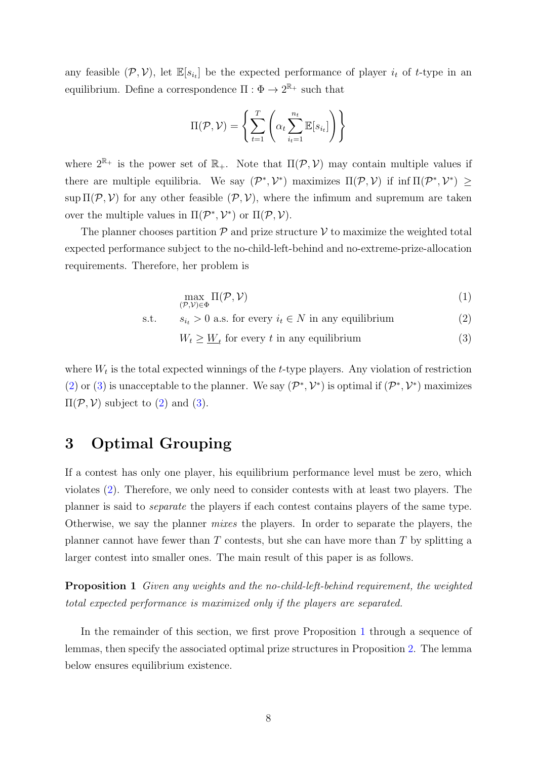any feasible $(\mathcal{P}, \mathcal{V})$, let $\mathbb{E}[s_{i_t}]$ be the expected performance of player $i_t$ of $t$-type in an equilibrium. Define a correspondence $\Pi : \Phi \to 2^{\mathbb{R}_+}$ such that

$$\Pi(\mathcal{P}, \mathcal{V}) = \left\{ \sum_{t=1}^{T} \left( \alpha_t \sum_{i_t=1}^{n_t} \mathbb{E}[s_{i_t}] \right) \right\}$$

where $2^{\mathbb{R}_+}$ is the power set of $\mathbb{R}_+$. Note that $\Pi(\mathcal{P}, \mathcal{V})$ may contain multiple values if there are multiple equilibria. We say $(\mathcal{P}^*, \mathcal{V}^*)$ maximizes $\Pi(\mathcal{P}, \mathcal{V})$ if $\inf \Pi(\mathcal{P}^*, \mathcal{V}^*) \geq \sup \Pi(\mathcal{P}, \mathcal{V})$ for any other feasible $(\mathcal{P}, \mathcal{V})$, where the infimum and supremum are taken over the multiple values in $\Pi(\mathcal{P}^*, \mathcal{V}^*)$ or $\Pi(\mathcal{P}, \mathcal{V})$.

The planner chooses partition $\mathcal{P}$ and prize structure $\mathcal{V}$ to maximize the weighted total expected performance subject to the no-child-left-behind and no-extreme-prize-allocation requirements. Therefore, her problem is

$$\max_{(\mathcal{P}, \mathcal{V}) \in \Phi} \Pi(\mathcal{P}, \mathcal{V}) \tag{1}$$

$$\text{s.t.} \qquad s_{i_t} > 0 \text{ a.s. for every } i_t \in N \text{ in any equilibrium} \tag{2}$$

$$W_t \geq \underline{W}_t \text{ for every } t \text{ in any equilibrium} \tag{3}$$

where $W_t$ is the total expected winnings of the $t$-type players. Any violation of restriction (2) or (3) is unacceptable to the planner. We say $(\mathcal{P}^*, \mathcal{V}^*)$ is optimal if $(\mathcal{P}^*, \mathcal{V}^*)$ maximizes $\Pi(\mathcal{P}, \mathcal{V})$ subject to (2) and (3).

# 3 Optimal Grouping

If a contest has only one player, his equilibrium performance level must be zero, which violates (2). Therefore, we only need to consider contests with at least two players. The planner is said to *separate* the players if each contest contains players of the same type. Otherwise, we say the planner *mixes* the players. In order to separate the players, the planner cannot have fewer than $T$ contests, but she can have more than $T$ by splitting a larger contest into smaller ones. The main result of this paper is as follows.

**Proposition 1** *Given any weights and the no-child-left-behind requirement, the weighted total expected performance is maximized only if the players are separated.*

In the remainder of this section, we first prove Proposition 1 through a sequence of lemmas, then specify the associated optimal prize structures in Proposition 2. The lemma below ensures equilibrium existence.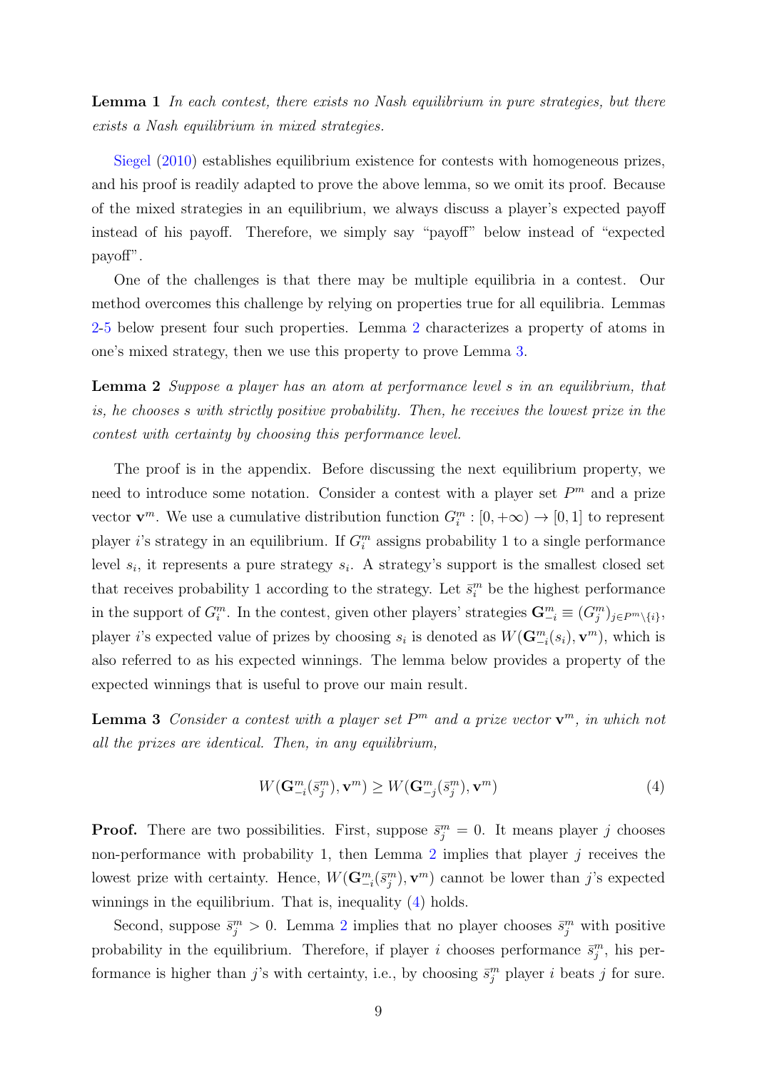**Lemma 1** *In each contest, there exists no Nash equilibrium in pure strategies, but there exists a Nash equilibrium in mixed strategies.*

Siegel (2010) establishes equilibrium existence for contests with homogeneous prizes, and his proof is readily adapted to prove the above lemma, so we omit its proof. Because of the mixed strategies in an equilibrium, we always discuss a player's expected payoff instead of his payoff. Therefore, we simply say "payoff" below instead of "expected payoff".

One of the challenges is that there may be multiple equilibria in a contest. Our method overcomes this challenge by relying on properties true for all equilibria. Lemmas 2-5 below present four such properties. Lemma 2 characterizes a property of atoms in one's mixed strategy, then we use this property to prove Lemma 3.

**Lemma 2** *Suppose a player has an atom at performance level $s$ in an equilibrium, that is, he chooses $s$ with strictly positive probability. Then, he receives the lowest prize in the contest with certainty by choosing this performance level.*

The proof is in the appendix. Before discussing the next equilibrium property, we need to introduce some notation. Consider a contest with a player set $P^m$ and a prize vector $\mathbf{v}^m$. We use a cumulative distribution function $G_i^m : [0, +\infty) \to [0, 1]$ to represent player $i$'s strategy in an equilibrium. If $G_i^m$ assigns probability 1 to a single performance level $s_i$, it represents a pure strategy $s_i$. A strategy's support is the smallest closed set that receives probability 1 according to the strategy. Let $\bar{s}_i^m$ be the highest performance in the support of $G_i^m$. In the contest, given other players' strategies $\mathbf{G}_{-i}^m \equiv (G_j^m)_{j \in P^m \setminus \{i\}}$, player $i$'s expected value of prizes by choosing $s_i$ is denoted as $W(\mathbf{G}_{-i}^m(s_i), \mathbf{v}^m)$, which is also referred to as his expected winnings. The lemma below provides a property of the expected winnings that is useful to prove our main result.

**Lemma 3** *Consider a contest with a player set $P^m$ and a prize vector $\mathbf{v}^m$, in which not all the prizes are identical. Then, in any equilibrium,*

$$W(\mathbf{G}_{-i}^m(\bar{s}_j^m), \mathbf{v}^m) \geq W(\mathbf{G}_{-j}^m(\bar{s}_j^m), \mathbf{v}^m) \tag{4}$$

**Proof.** There are two possibilities. First, suppose $\bar{s}_j^m = 0$. It means player $j$ chooses non-performance with probability 1, then Lemma 2 implies that player $j$ receives the lowest prize with certainty. Hence, $W(\mathbf{G}_{-i}^m(\bar{s}_j^m), \mathbf{v}^m)$ cannot be lower than $j$'s expected winnings in the equilibrium. That is, inequality (4) holds.

Second, suppose $\bar{s}_j^m > 0$. Lemma 2 implies that no player chooses $\bar{s}_j^m$ with positive probability in the equilibrium. Therefore, if player $i$ chooses performance $\bar{s}_j^m$, his performance is higher than $j$'s with certainty, i.e., by choosing $\bar{s}_j^m$ player $i$ beats $j$ for sure.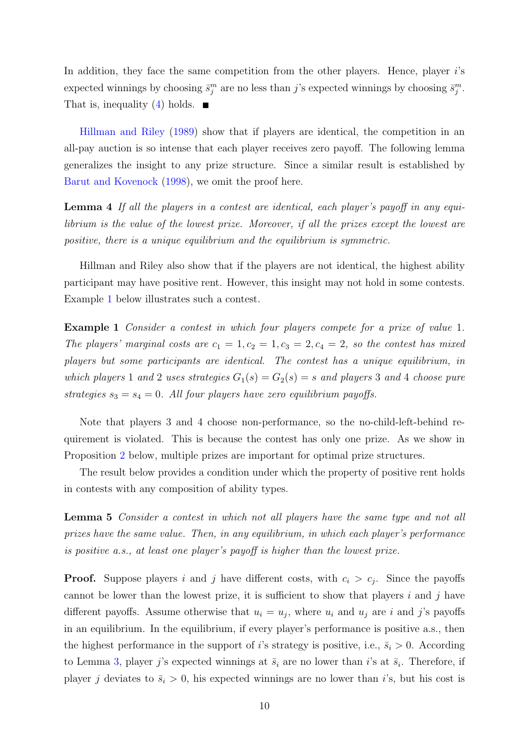In addition, they face the same competition from the other players. Hence, player $i$'s expected winnings by choosing $\bar{s}_j^m$ are no less than $j$'s expected winnings by choosing $\bar{s}_j^m$. That is, inequality (4) holds. ■

Hillman and Riley (1989) show that if players are identical, the competition in an all-pay auction is so intense that each player receives zero payoff. The following lemma generalizes the insight to any prize structure. Since a similar result is established by Barut and Kovenock (1998), we omit the proof here.

**Lemma 4** *If all the players in a contest are identical, each player's payoff in any equilibrium is the value of the lowest prize. Moreover, if all the prizes except the lowest are positive, there is a unique equilibrium and the equilibrium is symmetric.*

Hillman and Riley also show that if the players are not identical, the highest ability participant may have positive rent. However, this insight may not hold in some contests. Example 1 below illustrates such a contest.

**Example 1** *Consider a contest in which four players compete for a prize of value 1. The players' marginal costs are $c_1 = 1, c_2 = 1, c_3 = 2, c_4 = 2$, so the contest has mixed players but some participants are identical. The contest has a unique equilibrium, in which players 1 and 2 uses strategies $G_1(s) = G_2(s) = s$ and players 3 and 4 choose pure strategies $s_3 = s_4 = 0$. All four players have zero equilibrium payoffs.*

Note that players 3 and 4 choose non-performance, so the no-child-left-behind requirement is violated. This is because the contest has only one prize. As we show in Proposition 2 below, multiple prizes are important for optimal prize structures.

The result below provides a condition under which the property of positive rent holds in contests with any composition of ability types.

**Lemma 5** *Consider a contest in which not all players have the same type and not all prizes have the same value. Then, in any equilibrium, in which each player's performance is positive a.s., at least one player's payoff is higher than the lowest prize.*

**Proof.** Suppose players $i$ and $j$ have different costs, with $c_i > c_j$. Since the payoffs cannot be lower than the lowest prize, it is sufficient to show that players $i$ and $j$ have different payoffs. Assume otherwise that $u_i = u_j$, where $u_i$ and $u_j$ are $i$ and $j$'s payoffs in an equilibrium. In the equilibrium, if every player's performance is positive a.s., then the highest performance in the support of $i$'s strategy is positive, i.e., $\bar{s}_i > 0$. According to Lemma 3, player $j$'s expected winnings at $\bar{s}_i$ are no lower than $i$'s at $\bar{s}_i$. Therefore, if player $j$ deviates to $\bar{s}_i > 0$, his expected winnings are no lower than $i$'s, but his cost is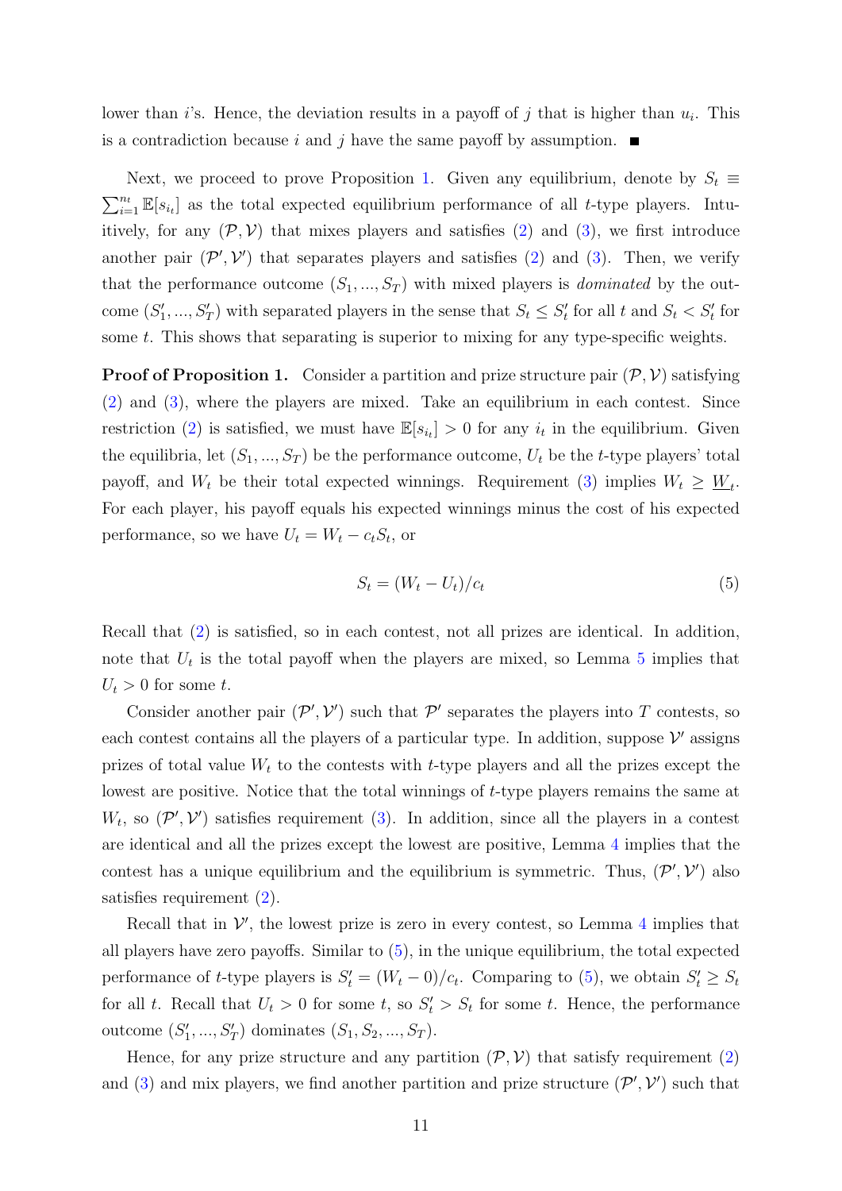lower than $i$'s. Hence, the deviation results in a payoff of $j$ that is higher than $u_i$. This is a contradiction because $i$ and $j$ have the same payoff by assumption. ■

Next, we proceed to prove Proposition 1. Given any equilibrium, denote by $S_t \equiv \sum_{i=1}^{n_t} \mathbb{E}[s_{i_t}]$ as the total expected equilibrium performance of all $t$-type players. Intuitively, for any $(\mathcal{P}, \mathcal{V})$ that mixes players and satisfies (2) and (3), we first introduce another pair $(\mathcal{P}', \mathcal{V}')$ that separates players and satisfies (2) and (3). Then, we verify that the performance outcome $(S_1, ..., S_T)$ with mixed players is *dominated* by the outcome $(S_1', ..., S_T')$ with separated players in the sense that $S_t \leq S_t'$ for all $t$ and $S_t < S_t'$ for some $t$. This shows that separating is superior to mixing for any type-specific weights.

**Proof of Proposition 1.** Consider a partition and prize structure pair $(\mathcal{P}, \mathcal{V})$ satisfying (2) and (3), where the players are mixed. Take an equilibrium in each contest. Since restriction (2) is satisfied, we must have $\mathbb{E}[s_{i_t}] > 0$ for any $i_t$ in the equilibrium. Given the equilibria, let $(S_1, ..., S_T)$ be the performance outcome, $U_t$ be the $t$-type players' total payoff, and $W_t$ be their total expected winnings. Requirement (3) implies $W_t \geq \underline{W}_t$. For each player, his payoff equals his expected winnings minus the cost of his expected performance, so we have $U_t = W_t - c_t S_t$, or

$$S_t = (W_t - U_t)/c_t \tag{5}$$

Recall that (2) is satisfied, so in each contest, not all prizes are identical. In addition, note that $U_t$ is the total payoff when the players are mixed, so Lemma 5 implies that $U_t > 0$ for some $t$.

Consider another pair $(\mathcal{P}', \mathcal{V}')$ such that $\mathcal{P}'$ separates the players into $T$ contests, so each contest contains all the players of a particular type. In addition, suppose $\mathcal{V}'$ assigns prizes of total value $W_t$ to the contests with $t$-type players and all the prizes except the lowest are positive. Notice that the total winnings of $t$-type players remains the same at $W_t$, so $(\mathcal{P}', \mathcal{V}')$ satisfies requirement (3). In addition, since all the players in a contest are identical and all the prizes except the lowest are positive, Lemma 4 implies that the contest has a unique equilibrium and the equilibrium is symmetric. Thus, $(\mathcal{P}', \mathcal{V}')$ also satisfies requirement (2).

Recall that in $\mathcal{V}'$, the lowest prize is zero in every contest, so Lemma 4 implies that all players have zero payoffs. Similar to (5), in the unique equilibrium, the total expected performance of $t$-type players is $S_t' = (W_t - 0)/c_t$. Comparing to (5), we obtain $S_t' \geq S_t$ for all $t$. Recall that $U_t > 0$ for some $t$, so $S_t' > S_t$ for some $t$. Hence, the performance outcome $(S_1', ..., S_T')$ dominates $(S_1, S_2, ..., S_T)$.

Hence, for any prize structure and any partition $(\mathcal{P}, \mathcal{V})$ that satisfy requirement (2) and (3) and mix players, we find another partition and prize structure $(\mathcal{P}', \mathcal{V}')$ such that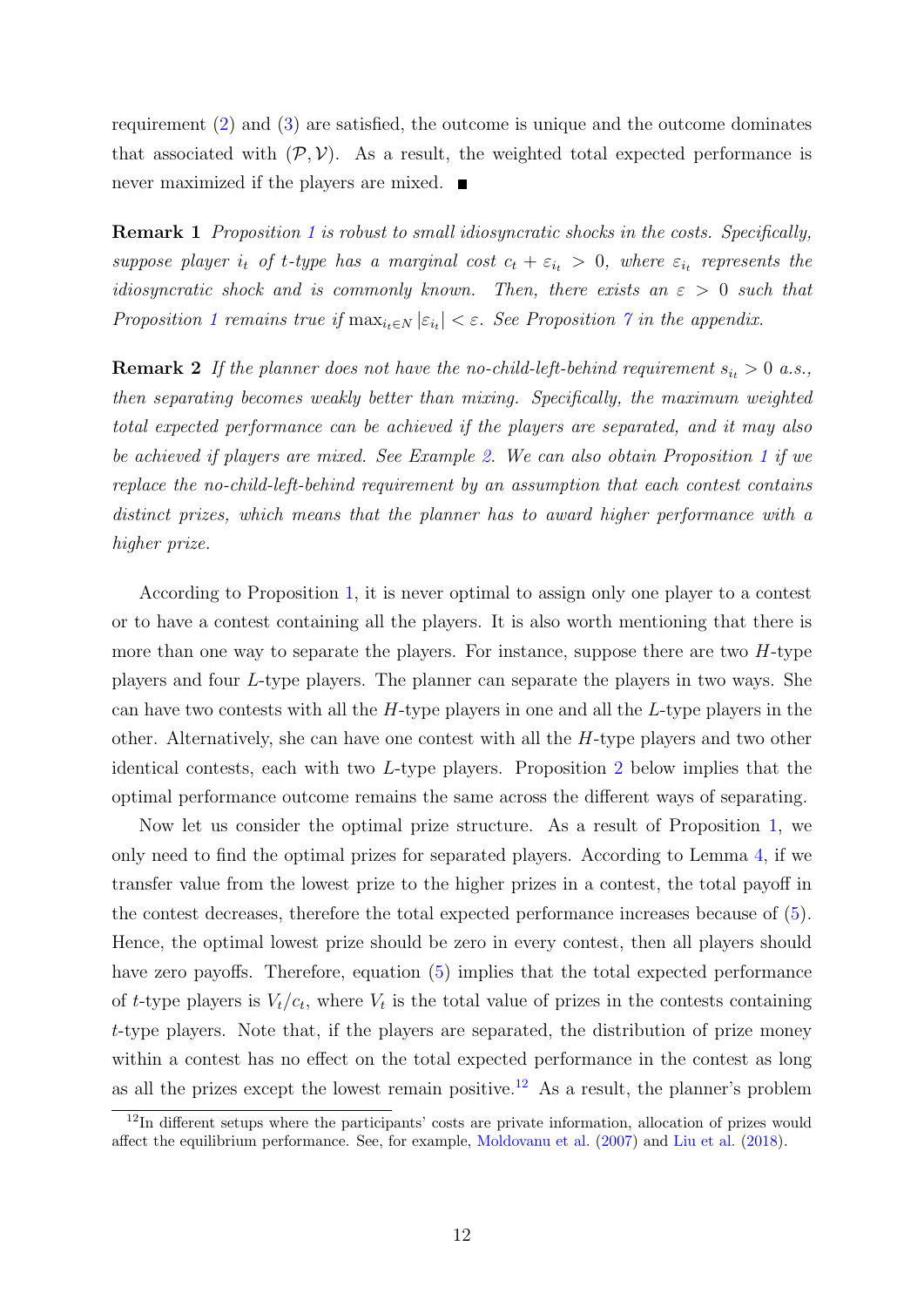requirement (2) and (3) are satisfied, the outcome is unique and the outcome dominates that associated with $(\mathcal{P}, \mathcal{V})$. As a result, the weighted total expected performance is never maximized if the players are mixed. ■

**Remark 1** *Proposition 1 is robust to small idiosyncratic shocks in the costs. Specifically, suppose player $i_t$ of $t$-type has a marginal cost $c_t + \varepsilon_{i_t} > 0$, where $\varepsilon_{i_t}$ represents the idiosyncratic shock and is commonly known. Then, there exists an $\varepsilon > 0$ such that Proposition 1 remains true if $\max_{i_t \in N} |\varepsilon_{i_t}| < \varepsilon$. See Proposition 7 in the appendix.*

**Remark 2** *If the planner does not have the no-child-left-behind requirement $s_{i_t} > 0$ a.s., then separating becomes weakly better than mixing. Specifically, the maximum weighted total expected performance can be achieved if the players are separated, and it may also be achieved if players are mixed. See Example 2. We can also obtain Proposition 1 if we replace the no-child-left-behind requirement by an assumption that each contest contains distinct prizes, which means that the planner has to award higher performance with a higher prize.*

According to Proposition 1, it is never optimal to assign only one player to a contest or to have a contest containing all the players. It is also worth mentioning that there is more than one way to separate the players. For instance, suppose there are two $H$-type players and four $L$-type players. The planner can separate the players in two ways. She can have two contests with all the $H$-type players in one and all the $L$-type players in the other. Alternatively, she can have one contest with all the $H$-type players and two other identical contests, each with two $L$-type players. Proposition 2 below implies that the optimal performance outcome remains the same across the different ways of separating.

Now let us consider the optimal prize structure. As a result of Proposition 1, we only need to find the optimal prizes for separated players. According to Lemma 4, if we transfer value from the lowest prize to the higher prizes in a contest, the total payoff in the contest decreases, therefore the total expected performance increases because of (5). Hence, the optimal lowest prize should be zero in every contest, then all players should have zero payoffs. Therefore, equation (5) implies that the total expected performance of $t$-type players is $V_t/c_t$, where $V_t$ is the total value of prizes in the contests containing $t$-type players. Note that, if the players are separated, the distribution of prize money within a contest has no effect on the total expected performance in the contest as long as all the prizes except the lowest remain positive.[12] As a result, the planner's problem

[12]In different setups where the participants' costs are private information, allocation of prizes would affect the equilibrium performance. See, for example, Moldovanu et al. (2007) and Liu et al. (2018).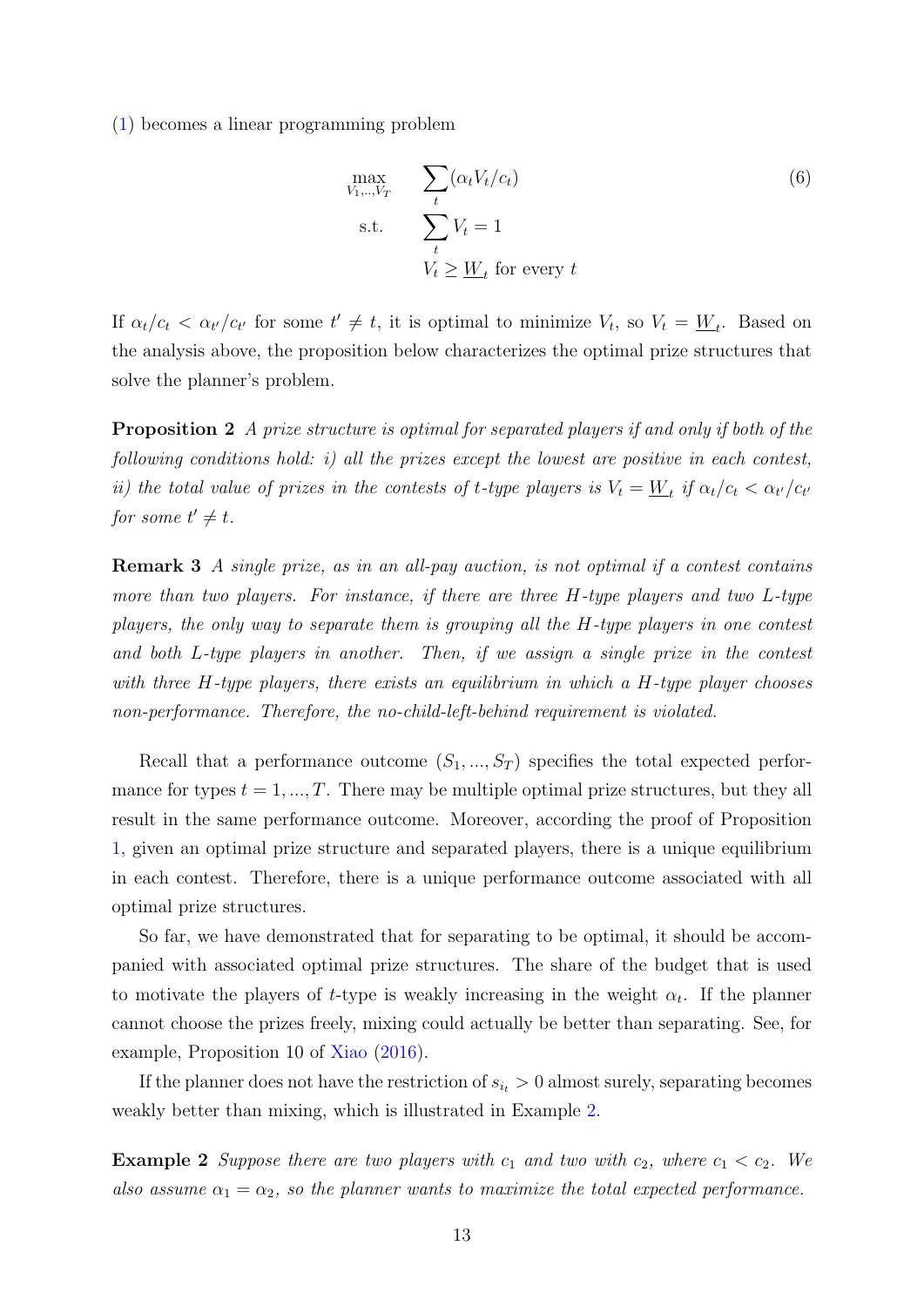(1) becomes a linear programming problem

$$
\begin{aligned}
\max_{V_1,...,V_T} \quad & \sum_t (\alpha_t V_t / c_t) \\
\text{s.t.} \quad & \sum_t V_t = 1 \\
& V_t \geq \underline{W}_t \text{ for every } t
\end{aligned}
\tag{6}
$$

If $\alpha_t/c_t < \alpha_{t'}/c_{t'}$ for some $t' \neq t$, it is optimal to minimize $V_t$, so $V_t = \underline{W}_t$. Based on the analysis above, the proposition below characterizes the optimal prize structures that solve the planner's problem.

**Proposition 2** *A prize structure is optimal for separated players if and only if both of the following conditions hold: i) all the prizes except the lowest are positive in each contest, ii) the total value of prizes in the contests of $t$-type players is $V_t = \underline{W}_t$ if $\alpha_t/c_t < \alpha_{t'}/c_{t'}$ for some $t' \neq t$.*

**Remark 3** *A single prize, as in an all-pay auction, is not optimal if a contest contains more than two players. For instance, if there are three $H$-type players and two $L$-type players, the only way to separate them is grouping all the $H$-type players in one contest and both $L$-type players in another. Then, if we assign a single prize in the contest with three $H$-type players, there exists an equilibrium in which a $H$-type player chooses non-performance. Therefore, the no-child-left-behind requirement is violated.*

Recall that a performance outcome $(S_1, ..., S_T)$ specifies the total expected performance for types $t = 1, ..., T$. There may be multiple optimal prize structures, but they all result in the same performance outcome. Moreover, according the proof of Proposition 1, given an optimal prize structure and separated players, there is a unique equilibrium in each contest. Therefore, there is a unique performance outcome associated with all optimal prize structures.

So far, we have demonstrated that for separating to be optimal, it should be accompanied with associated optimal prize structures. The share of the budget that is used to motivate the players of $t$-type is weakly increasing in the weight $\alpha_t$. If the planner cannot choose the prizes freely, mixing could actually be better than separating. See, for example, Proposition 10 of Xiao (2016).

If the planner does not have the restriction of $s_{i_t} > 0$ almost surely, separating becomes weakly better than mixing, which is illustrated in Example 2.

**Example 2** *Suppose there are two players with $c_1$ and two with $c_2$, where $c_1 < c_2$. We also assume $\alpha_1 = \alpha_2$, so the planner wants to maximize the total expected performance.*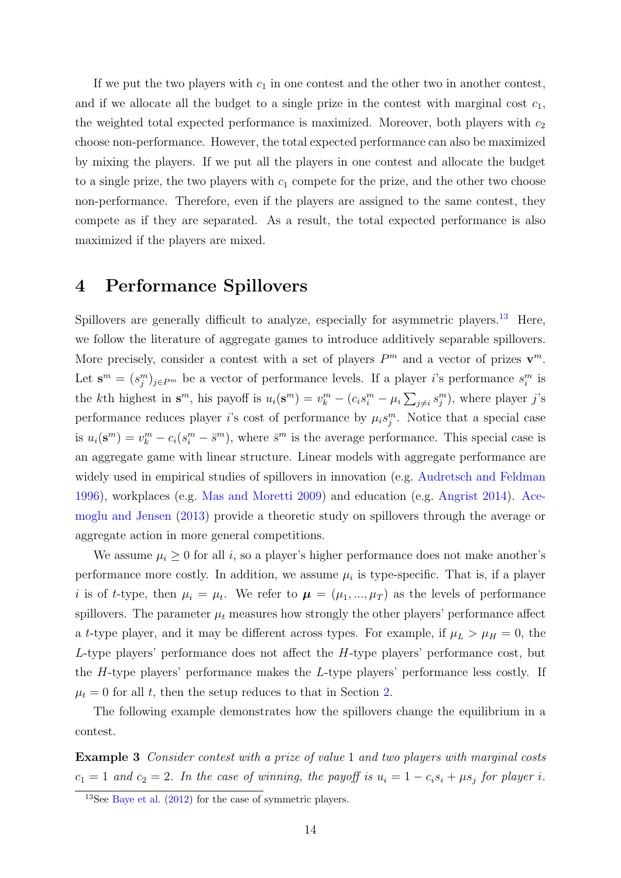If we put the two players with $c_1$ in one contest and the other two in another contest, and if we allocate all the budget to a single prize in the contest with marginal cost $c_1$, the weighted total expected performance is maximized. Moreover, both players with $c_2$ choose non-performance. However, the total expected performance can also be maximized by mixing the players. If we put all the players in one contest and allocate the budget to a single prize, the two players with $c_1$ compete for the prize, and the other two choose non-performance. Therefore, even if the players are assigned to the same contest, they compete as if they are separated. As a result, the total expected performance is also maximized if the players are mixed.

# 4 Performance Spillovers

Spillovers are generally difficult to analyze, especially for asymmetric players.[13] Here, we follow the literature of aggregate games to introduce additively separable spillovers. More precisely, consider a contest with a set of players $P^m$ and a vector of prizes $\mathbf{v}^m$. Let $\mathbf{s}^m = (s_j^m)_{j \in P^m}$ be a vector of performance levels. If a player $i$'s performance $s_i^m$ is the $k$th highest in $\mathbf{s}^m$, his payoff is $u_i(\mathbf{s}^m) = v_k^m - (c_i s_i^m - \mu_i \sum_{j \neq i} s_j^m)$, where player $j$'s performance reduces player $i$'s cost of performance by $\mu_i s_j^m$. Notice that a special case is $u_i(\mathbf{s}^m) = v_k^m - c_i(s_i^m - \bar{s}^m)$, where $\bar{s}^m$ is the average performance. This special case is an aggregate game with linear structure. Linear models with aggregate performance are widely used in empirical studies of spillovers in innovation (e.g. Audretsch and Feldman 1996), workplaces (e.g. Mas and Moretti 2009) and education (e.g. Angrist 2014). Acemoglu and Jensen (2013) provide a theoretic study on spillovers through the average or aggregate action in more general competitions.

We assume $\mu_i \geq 0$ for all $i$, so a player's higher performance does not make another's performance more costly. In addition, we assume $\mu_i$ is type-specific. That is, if a player $i$ is of $t$-type, then $\mu_i = \mu_t$. We refer to $\boldsymbol{\mu} = (\mu_1, ..., \mu_T)$ as the levels of performance spillovers. The parameter $\mu_t$ measures how strongly the other players' performance affect a $t$-type player, and it may be different across types. For example, if $\mu_L > \mu_H = 0$, the $L$-type players' performance does not affect the $H$-type players' performance cost, but the $H$-type players' performance makes the $L$-type players' performance less costly. If $\mu_t = 0$ for all $t$, then the setup reduces to that in Section 2.

The following example demonstrates how the spillovers change the equilibrium in a contest.

**Example 3** *Consider contest with a prize of value* 1 *and two players with marginal costs* $c_1 = 1$ *and* $c_2 = 2$*. In the case of winning, the payoff is* $u_i = 1 - c_i s_i + \mu s_j$ *for player* $i$*.*

[13] See Baye et al. (2012) for the case of symmetric players.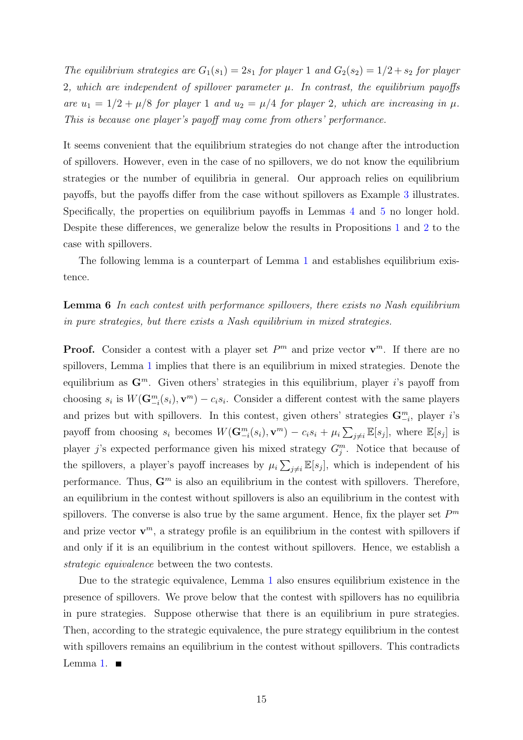*The equilibrium strategies are $G_1(s_1) = 2s_1$ for player 1 and $G_2(s_2) = 1/2 + s_2$ for player 2, which are independent of spillover parameter $\mu$. In contrast, the equilibrium payoffs are $u_1 = 1/2 + \mu/8$ for player 1 and $u_2 = \mu/4$ for player 2, which are increasing in $\mu$. This is because one player's payoff may come from others' performance.*

It seems convenient that the equilibrium strategies do not change after the introduction of spillovers. However, even in the case of no spillovers, we do not know the equilibrium strategies or the number of equilibria in general. Our approach relies on equilibrium payoffs, but the payoffs differ from the case without spillovers as Example 3 illustrates. Specifically, the properties on equilibrium payoffs in Lemmas 4 and 5 no longer hold. Despite these differences, we generalize below the results in Propositions 1 and 2 to the case with spillovers.

The following lemma is a counterpart of Lemma 1 and establishes equilibrium existence.

**Lemma 6** *In each contest with performance spillovers, there exists no Nash equilibrium in pure strategies, but there exists a Nash equilibrium in mixed strategies.*

**Proof.** Consider a contest with a player set $P^m$ and prize vector $\mathbf{v}^m$. If there are no spillovers, Lemma 1 implies that there is an equilibrium in mixed strategies. Denote the equilibrium as $\mathbf{G}^m$. Given others' strategies in this equilibrium, player $i$'s payoff from choosing $s_i$ is $W(\mathbf{G}^m_{-i}(s_i), \mathbf{v}^m) - c_i s_i$. Consider a different contest with the same players and prizes but with spillovers. In this contest, given others' strategies $\mathbf{G}^m_{-i}$, player $i$'s payoff from choosing $s_i$ becomes $W(\mathbf{G}^m_{-i}(s_i), \mathbf{v}^m) - c_i s_i + \mu_i \sum_{j \neq i} \mathbb{E}[s_j]$, where $\mathbb{E}[s_j]$ is player $j$'s expected performance given his mixed strategy $G^m_j$. Notice that because of the spillovers, a player's payoff increases by $\mu_i \sum_{j \neq i} \mathbb{E}[s_j]$, which is independent of his performance. Thus, $\mathbf{G}^m$ is also an equilibrium in the contest with spillovers. Therefore, an equilibrium in the contest without spillovers is also an equilibrium in the contest with spillovers. The converse is also true by the same argument. Hence, fix the player set $P^m$ and prize vector $\mathbf{v}^m$, a strategy profile is an equilibrium in the contest with spillovers if and only if it is an equilibrium in the contest without spillovers. Hence, we establish a *strategic equivalence* between the two contests.

Due to the strategic equivalence, Lemma 1 also ensures equilibrium existence in the presence of spillovers. We prove below that the contest with spillovers has no equilibria in pure strategies. Suppose otherwise that there is an equilibrium in pure strategies. Then, according to the strategic equivalence, the pure strategy equilibrium in the contest with spillovers remains an equilibrium in the contest without spillovers. This contradicts Lemma 1. ∎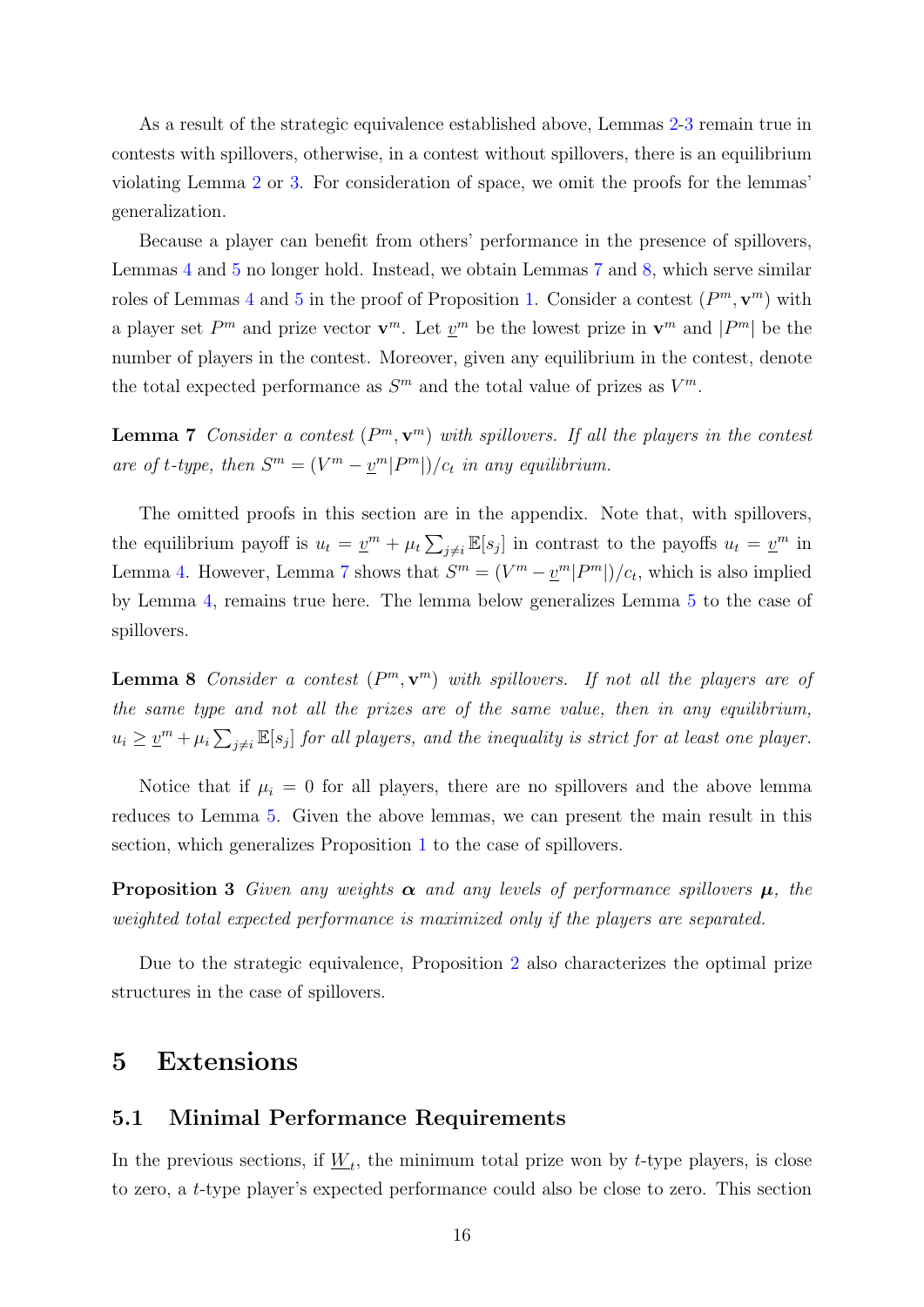As a result of the strategic equivalence established above, Lemmas 2-3 remain true in contests with spillovers, otherwise, in a contest without spillovers, there is an equilibrium violating Lemma 2 or 3. For consideration of space, we omit the proofs for the lemmas' generalization.

Because a player can benefit from others' performance in the presence of spillovers, Lemmas 4 and 5 no longer hold. Instead, we obtain Lemmas 7 and 8, which serve similar roles of Lemmas 4 and 5 in the proof of Proposition 1. Consider a contest $(P^m, \mathbf{v}^m)$ with a player set $P^m$ and prize vector $\mathbf{v}^m$. Let $\underline{v}^m$ be the lowest prize in $\mathbf{v}^m$ and $|P^m|$ be the number of players in the contest. Moreover, given any equilibrium in the contest, denote the total expected performance as $S^m$ and the total value of prizes as $V^m$.

**Lemma 7** *Consider a contest $(P^m, \mathbf{v}^m)$ with spillovers. If all the players in the contest are of $t$-type, then $S^m = (V^m - \underline{v}^m|P^m|)/c_t$ in any equilibrium.*

The omitted proofs in this section are in the appendix. Note that, with spillovers, the equilibrium payoff is $u_t = \underline{v}^m + \mu_t \sum_{j \neq i} \mathbb{E}[s_j]$ in contrast to the payoffs $u_t = \underline{v}^m$ in Lemma 4. However, Lemma 7 shows that $S^m = (V^m - \underline{v}^m|P^m|)/c_t$, which is also implied by Lemma 4, remains true here. The lemma below generalizes Lemma 5 to the case of spillovers.

**Lemma 8** *Consider a contest $(P^m, \mathbf{v}^m)$ with spillovers. If not all the players are of the same type and not all the prizes are of the same value, then in any equilibrium, $u_i \geq \underline{v}^m + \mu_i \sum_{j \neq i} \mathbb{E}[s_j]$ for all players, and the inequality is strict for at least one player.*

Notice that if $\mu_i = 0$ for all players, there are no spillovers and the above lemma reduces to Lemma 5. Given the above lemmas, we can present the main result in this section, which generalizes Proposition 1 to the case of spillovers.

**Proposition 3** *Given any weights $\boldsymbol{\alpha}$ and any levels of performance spillovers $\boldsymbol{\mu}$, the weighted total expected performance is maximized only if the players are separated.*

Due to the strategic equivalence, Proposition 2 also characterizes the optimal prize structures in the case of spillovers.

# 5 Extensions

## 5.1 Minimal Performance Requirements

In the previous sections, if $\underline{W}_t$, the minimum total prize won by $t$-type players, is close to zero, a $t$-type player's expected performance could also be close to zero. This section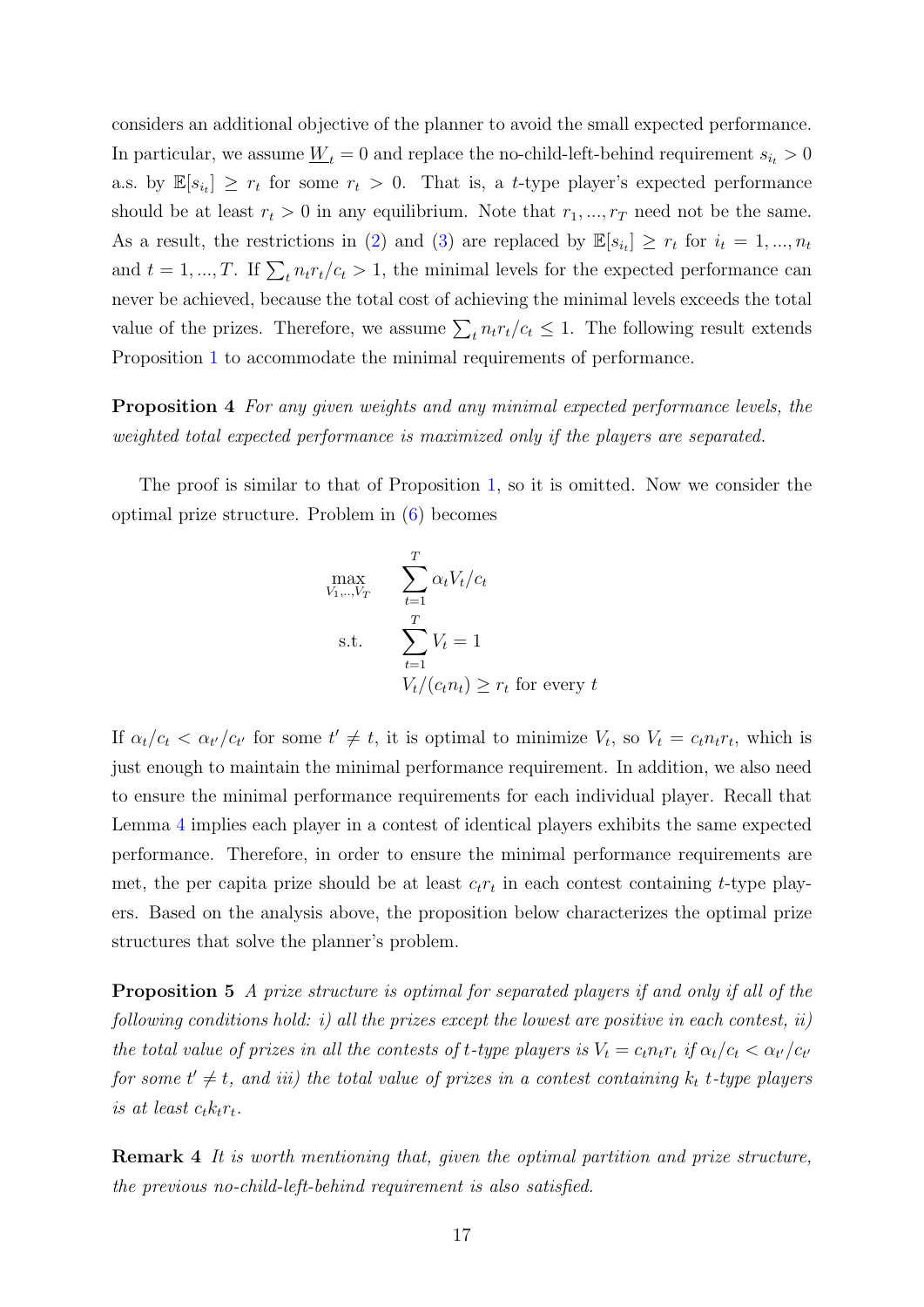considers an additional objective of the planner to avoid the small expected performance. In particular, we assume $\underline{W}_t = 0$ and replace the no-child-left-behind requirement $s_{i_t} > 0$ a.s. by $\mathbb{E}[s_{i_t}] \geq r_t$ for some $r_t > 0$. That is, a $t$-type player's expected performance should be at least $r_t > 0$ in any equilibrium. Note that $r_1, ..., r_T$ need not be the same. As a result, the restrictions in (2) and (3) are replaced by $\mathbb{E}[s_{i_t}] \geq r_t$ for $i_t = 1, ..., n_t$ and $t = 1, ..., T$. If $\sum_t n_t r_t / c_t > 1$, the minimal levels for the expected performance can never be achieved, because the total cost of achieving the minimal levels exceeds the total value of the prizes. Therefore, we assume $\sum_t n_t r_t / c_t \leq 1$. The following result extends Proposition 1 to accommodate the minimal requirements of performance.

**Proposition 4** *For any given weights and any minimal expected performance levels, the weighted total expected performance is maximized only if the players are separated.*

The proof is similar to that of Proposition 1, so it is omitted. Now we consider the optimal prize structure. Problem in (6) becomes

$$
\begin{aligned}
\max_{V_1,..,V_T} \quad & \sum_{t=1}^{T} \alpha_t V_t / c_t \\
\text{s.t.} \quad & \sum_{t=1}^{T} V_t = 1 \\
& V_t / (c_t n_t) \geq r_t \text{ for every } t
\end{aligned}
$$

If $\alpha_t / c_t < \alpha_{t'} / c_{t'}$ for some $t' \neq t$, it is optimal to minimize $V_t$, so $V_t = c_t n_t r_t$, which is just enough to maintain the minimal performance requirement. In addition, we also need to ensure the minimal performance requirements for each individual player. Recall that Lemma 4 implies each player in a contest of identical players exhibits the same expected performance. Therefore, in order to ensure the minimal performance requirements are met, the per capita prize should be at least $c_t r_t$ in each contest containing $t$-type players. Based on the analysis above, the proposition below characterizes the optimal prize structures that solve the planner's problem.

**Proposition 5** *A prize structure is optimal for separated players if and only if all of the following conditions hold: i) all the prizes except the lowest are positive in each contest, ii) the total value of prizes in all the contests of $t$-type players is $V_t = c_t n_t r_t$ if $\alpha_t / c_t < \alpha_{t'} / c_{t'}$ for some $t' \neq t$, and iii) the total value of prizes in a contest containing $k_t$ $t$-type players is at least $c_t k_t r_t$.*

**Remark 4** *It is worth mentioning that, given the optimal partition and prize structure, the previous no-child-left-behind requirement is also satisfied.*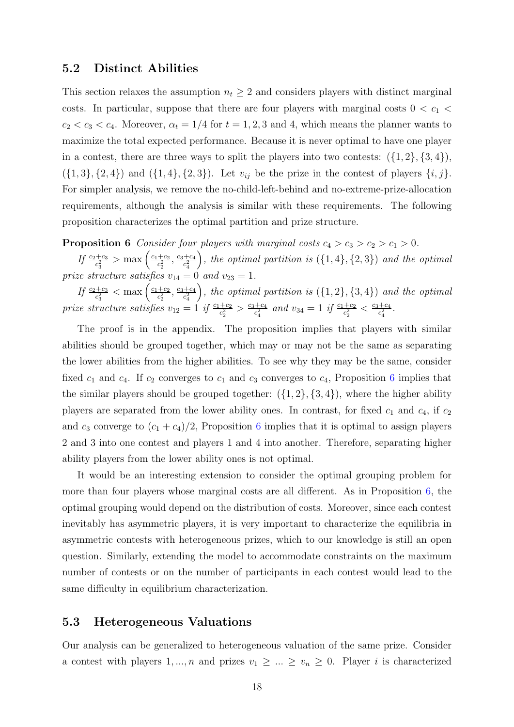### 5.2 Distinct Abilities

This section relaxes the assumption $n_t \geq 2$ and considers players with distinct marginal costs. In particular, suppose that there are four players with marginal costs $0 < c_1 < c_2 < c_3 < c_4$. Moreover, $\alpha_t = 1/4$ for $t = 1, 2, 3$ and 4, which means the planner wants to maximize the total expected performance. Because it is never optimal to have one player in a contest, there are three ways to split the players into two contests: $(\{1, 2\}, \{3, 4\})$, $(\{1, 3\}, \{2, 4\})$ and $(\{1, 4\}, \{2, 3\})$. Let $v_{ij}$ be the prize in the contest of players $\{i, j\}$. For simpler analysis, we remove the no-child-left-behind and no-extreme-prize-allocation requirements, although the analysis is similar with these requirements. The following proposition characterizes the optimal partition and prize structure.

**Proposition 6** *Consider four players with marginal costs $c_4 > c_3 > c_2 > c_1 > 0$.*

*If $\frac{c_2+c_3}{c_3^2} > \max\left(\frac{c_1+c_2}{c_2^2}, \frac{c_3+c_4}{c_4^2}\right)$, the optimal partition is $(\{1, 4\}, \{2, 3\})$ and the optimal prize structure satisfies $v_{14} = 0$ and $v_{23} = 1$.*

*If $\frac{c_2+c_3}{c_3^2} < \max\left(\frac{c_1+c_2}{c_2^2}, \frac{c_3+c_4}{c_4^2}\right)$, the optimal partition is $(\{1, 2\}, \{3, 4\})$ and the optimal prize structure satisfies $v_{12} = 1$ if $\frac{c_1+c_2}{c_2^2} > \frac{c_3+c_4}{c_4^2}$ and $v_{34} = 1$ if $\frac{c_1+c_2}{c_2^2} < \frac{c_3+c_4}{c_4^2}$.*

The proof is in the appendix. The proposition implies that players with similar abilities should be grouped together, which may or may not be the same as separating the lower abilities from the higher abilities. To see why they may be the same, consider fixed $c_1$ and $c_4$. If $c_2$ converges to $c_1$ and $c_3$ converges to $c_4$, Proposition 6 implies that the similar players should be grouped together: $(\{1, 2\}, \{3, 4\})$, where the higher ability players are separated from the lower ability ones. In contrast, for fixed $c_1$ and $c_4$, if $c_2$ and $c_3$ converge to $(c_1 + c_4)/2$, Proposition 6 implies that it is optimal to assign players 2 and 3 into one contest and players 1 and 4 into another. Therefore, separating higher ability players from the lower ability ones is not optimal.

It would be an interesting extension to consider the optimal grouping problem for more than four players whose marginal costs are all different. As in Proposition 6, the optimal grouping would depend on the distribution of costs. Moreover, since each contest inevitably has asymmetric players, it is very important to characterize the equilibria in asymmetric contests with heterogeneous prizes, which to our knowledge is still an open question. Similarly, extending the model to accommodate constraints on the maximum number of contests or on the number of participants in each contest would lead to the same difficulty in equilibrium characterization.

### 5.3 Heterogeneous Valuations

Our analysis can be generalized to heterogeneous valuation of the same prize. Consider a contest with players $1, ..., n$ and prizes $v_1 \geq ... \geq v_n \geq 0$. Player $i$ is characterized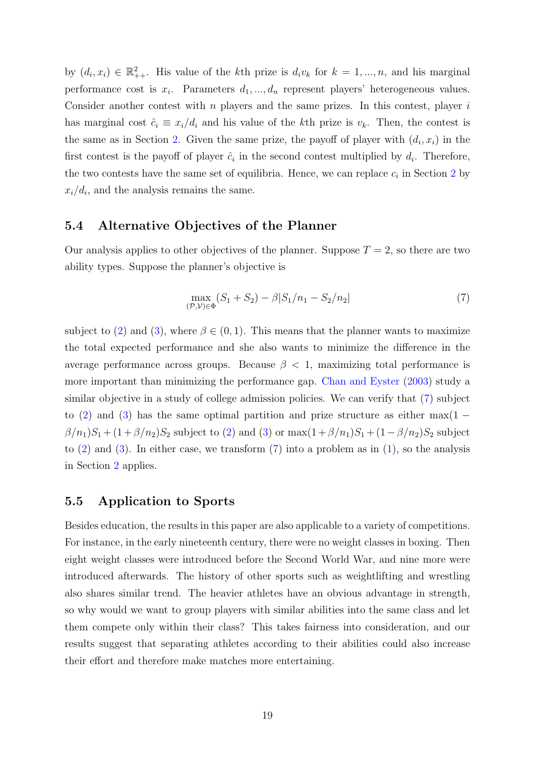by $(d_i, x_i) \in \mathbb{R}^2_{++}$. His value of the $k$th prize is $d_i v_k$ for $k = 1, ..., n$, and his marginal performance cost is $x_i$. Parameters $d_1, ..., d_n$ represent players' heterogeneous values. Consider another contest with $n$ players and the same prizes. In this contest, player $i$ has marginal cost $\hat{c}_i \equiv x_i/d_i$ and his value of the $k$th prize is $v_k$. Then, the contest is the same as in Section 2. Given the same prize, the payoff of player with $(d_i, x_i)$ in the first contest is the payoff of player $\hat{c}_i$ in the second contest multiplied by $d_i$. Therefore, the two contests have the same set of equilibria. Hence, we can replace $c_i$ in Section 2 by $x_i/d_i$, and the analysis remains the same.

### 5.4 Alternative Objectives of the Planner

Our analysis applies to other objectives of the planner. Suppose $T = 2$, so there are two ability types. Suppose the planner's objective is

$$\max_{(\mathcal{P},\mathcal{V})\in\Phi} (S_1 + S_2) - \beta|S_1/n_1 - S_2/n_2| \tag{7}$$

subject to (2) and (3), where $\beta \in (0, 1)$. This means that the planner wants to maximize the total expected performance and she also wants to minimize the difference in the average performance across groups. Because $\beta < 1$, maximizing total performance is more important than minimizing the performance gap. Chan and Eyster (2003) study a similar objective in a study of college admission policies. We can verify that (7) subject to (2) and (3) has the same optimal partition and prize structure as either $\max(1 - \beta/n_1)S_1 + (1 + \beta/n_2)S_2$ subject to (2) and (3) or $\max(1 + \beta/n_1)S_1 + (1 - \beta/n_2)S_2$ subject to (2) and (3). In either case, we transform (7) into a problem as in (1), so the analysis in Section 2 applies.

### 5.5 Application to Sports

Besides education, the results in this paper are also applicable to a variety of competitions. For instance, in the early nineteenth century, there were no weight classes in boxing. Then eight weight classes were introduced before the Second World War, and nine more were introduced afterwards. The history of other sports such as weightlifting and wrestling also shares similar trend. The heavier athletes have an obvious advantage in strength, so why would we want to group players with similar abilities into the same class and let them compete only within their class? This takes fairness into consideration, and our results suggest that separating athletes according to their abilities could also increase their effort and therefore make matches more entertaining.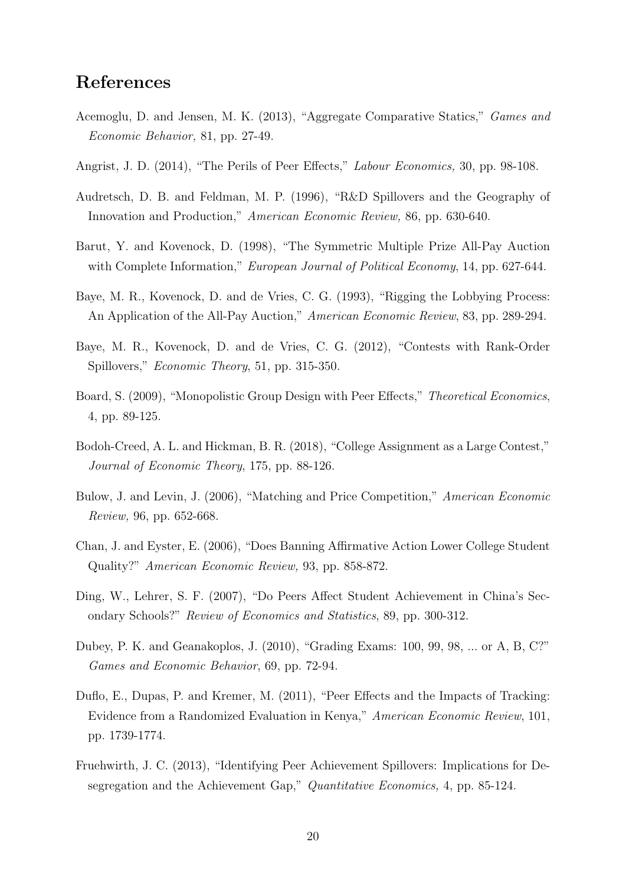# References

Acemoglu, D. and Jensen, M. K. (2013), "Aggregate Comparative Statics," *Games and Economic Behavior,* 81, pp. 27-49.

Angrist, J. D. (2014), "The Perils of Peer Effects," *Labour Economics,* 30, pp. 98-108.

Audretsch, D. B. and Feldman, M. P. (1996), "R&D Spillovers and the Geography of Innovation and Production," *American Economic Review,* 86, pp. 630-640.

Barut, Y. and Kovenock, D. (1998), "The Symmetric Multiple Prize All-Pay Auction with Complete Information," *European Journal of Political Economy*, 14, pp. 627-644.

Baye, M. R., Kovenock, D. and de Vries, C. G. (1993), "Rigging the Lobbying Process: An Application of the All-Pay Auction," *American Economic Review*, 83, pp. 289-294.

Baye, M. R., Kovenock, D. and de Vries, C. G. (2012), "Contests with Rank-Order Spillovers," *Economic Theory*, 51, pp. 315-350.

Board, S. (2009), "Monopolistic Group Design with Peer Effects," *Theoretical Economics*, 4, pp. 89-125.

Bodoh-Creed, A. L. and Hickman, B. R. (2018), "College Assignment as a Large Contest," *Journal of Economic Theory*, 175, pp. 88-126.

Bulow, J. and Levin, J. (2006), "Matching and Price Competition," *American Economic Review,* 96, pp. 652-668.

Chan, J. and Eyster, E. (2006), "Does Banning Affirmative Action Lower College Student Quality?" *American Economic Review,* 93, pp. 858-872.

Ding, W., Lehrer, S. F. (2007), "Do Peers Affect Student Achievement in China's Secondary Schools?" *Review of Economics and Statistics*, 89, pp. 300-312.

Dubey, P. K. and Geanakoplos, J. (2010), "Grading Exams: 100, 99, 98, ... or A, B, C?" *Games and Economic Behavior*, 69, pp. 72-94.

Duflo, E., Dupas, P. and Kremer, M. (2011), "Peer Effects and the Impacts of Tracking: Evidence from a Randomized Evaluation in Kenya," *American Economic Review*, 101, pp. 1739-1774.

Fruehwirth, J. C. (2013), "Identifying Peer Achievement Spillovers: Implications for Desegregation and the Achievement Gap," *Quantitative Economics,* 4, pp. 85-124.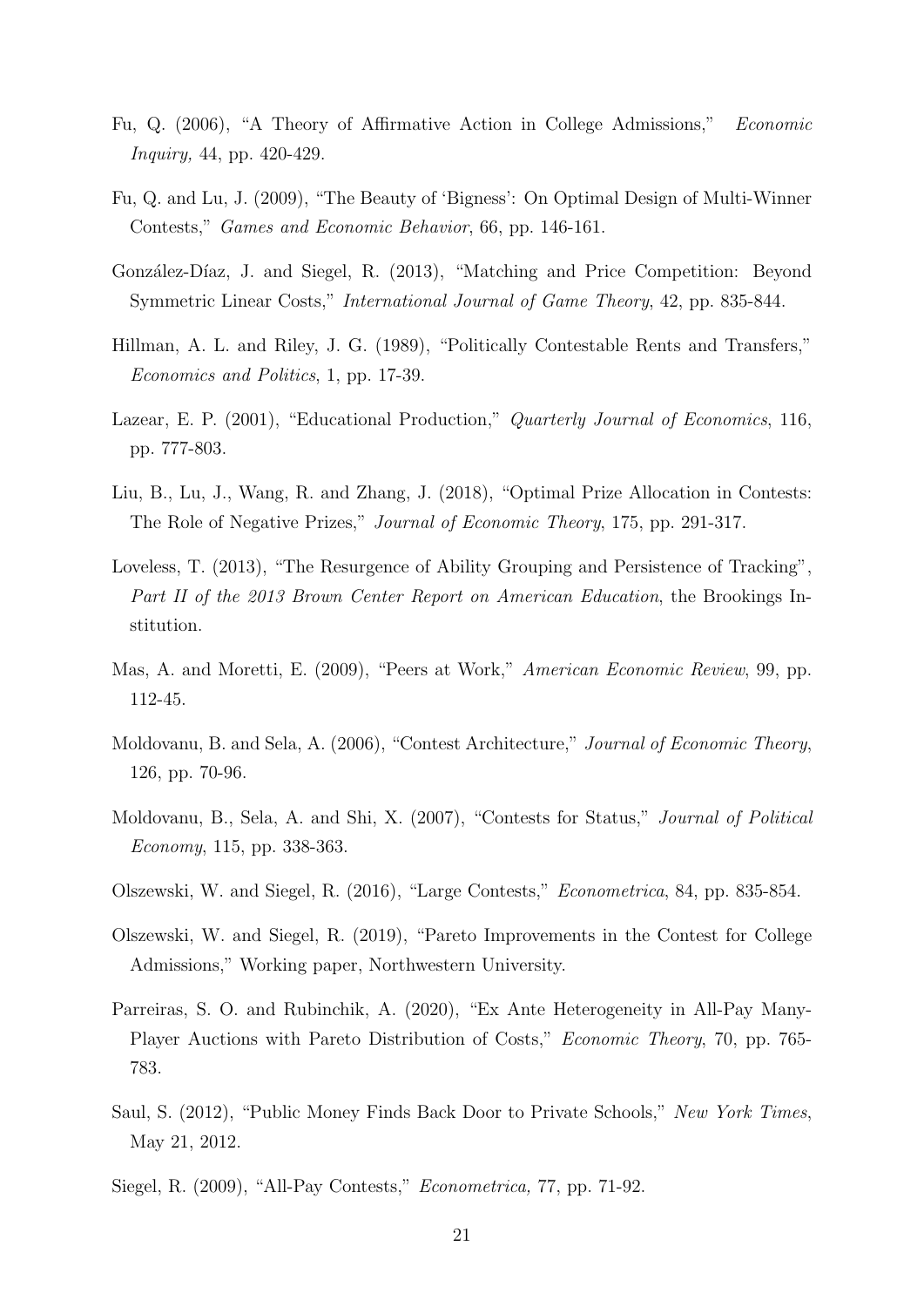Fu, Q. (2006), "A Theory of Affirmative Action in College Admissions," *Economic Inquiry,* 44, pp. 420-429.

Fu, Q. and Lu, J. (2009), "The Beauty of 'Bigness': On Optimal Design of Multi-Winner Contests," *Games and Economic Behavior*, 66, pp. 146-161.

González-Díaz, J. and Siegel, R. (2013), "Matching and Price Competition: Beyond Symmetric Linear Costs," *International Journal of Game Theory*, 42, pp. 835-844.

Hillman, A. L. and Riley, J. G. (1989), "Politically Contestable Rents and Transfers," *Economics and Politics*, 1, pp. 17-39.

Lazear, E. P. (2001), "Educational Production," *Quarterly Journal of Economics*, 116, pp. 777-803.

Liu, B., Lu, J., Wang, R. and Zhang, J. (2018), "Optimal Prize Allocation in Contests: The Role of Negative Prizes," *Journal of Economic Theory*, 175, pp. 291-317.

Loveless, T. (2013), "The Resurgence of Ability Grouping and Persistence of Tracking", *Part II of the 2013 Brown Center Report on American Education*, the Brookings Institution.

Mas, A. and Moretti, E. (2009), "Peers at Work," *American Economic Review*, 99, pp. 112-45.

Moldovanu, B. and Sela, A. (2006), "Contest Architecture," *Journal of Economic Theory*, 126, pp. 70-96.

Moldovanu, B., Sela, A. and Shi, X. (2007), "Contests for Status," *Journal of Political Economy*, 115, pp. 338-363.

Olszewski, W. and Siegel, R. (2016), "Large Contests," *Econometrica*, 84, pp. 835-854.

Olszewski, W. and Siegel, R. (2019), "Pareto Improvements in the Contest for College Admissions," Working paper, Northwestern University.

Parreiras, S. O. and Rubinchik, A. (2020), "Ex Ante Heterogeneity in All-Pay Many-Player Auctions with Pareto Distribution of Costs," *Economic Theory*, 70, pp. 765-783.

Saul, S. (2012), "Public Money Finds Back Door to Private Schools," *New York Times*, May 21, 2012.

Siegel, R. (2009), "All-Pay Contests," *Econometrica,* 77, pp. 71-92.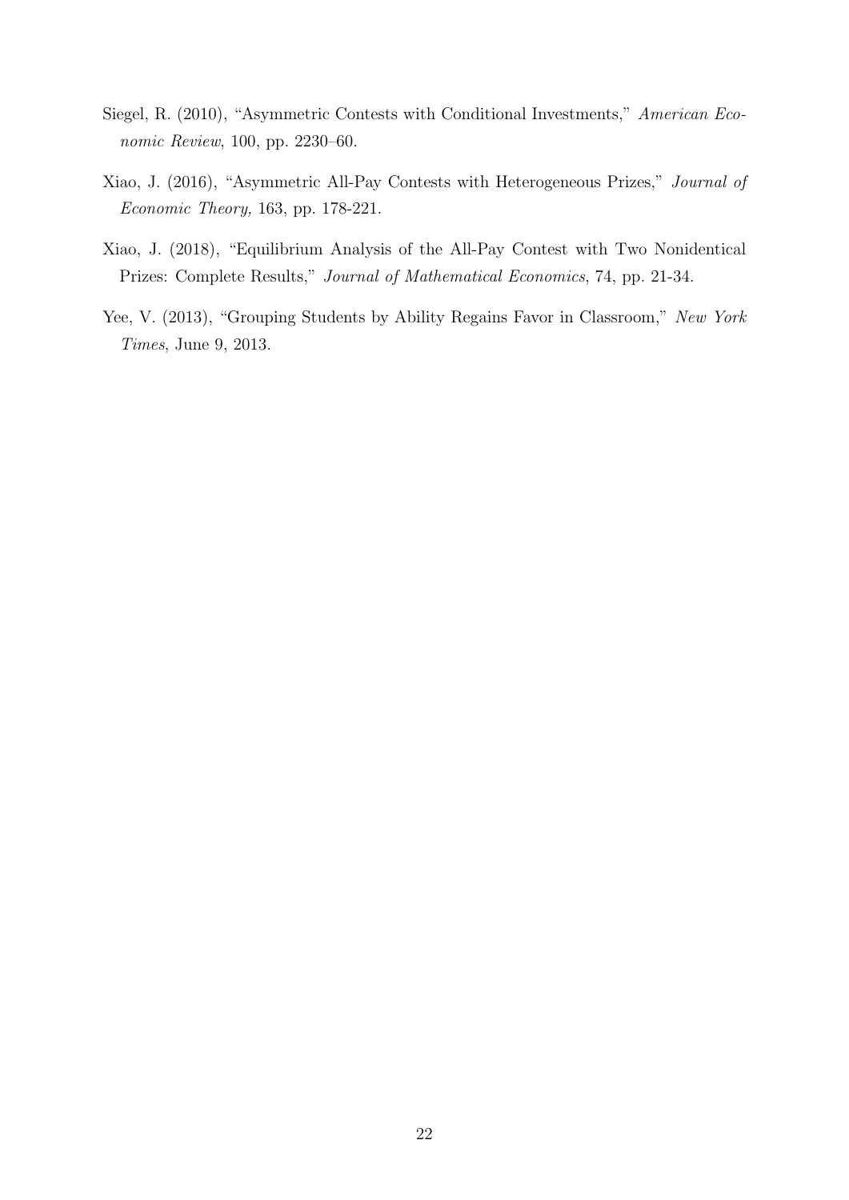Siegel, R. (2010), "Asymmetric Contests with Conditional Investments," *American Economic Review*, 100, pp. 2230–60.

Xiao, J. (2016), "Asymmetric All-Pay Contests with Heterogeneous Prizes," *Journal of Economic Theory,* 163, pp. 178-221.

Xiao, J. (2018), "Equilibrium Analysis of the All-Pay Contest with Two Nonidentical Prizes: Complete Results," *Journal of Mathematical Economics*, 74, pp. 21-34.

Yee, V. (2013), "Grouping Students by Ability Regains Favor in Classroom," *New York Times*, June 9, 2013.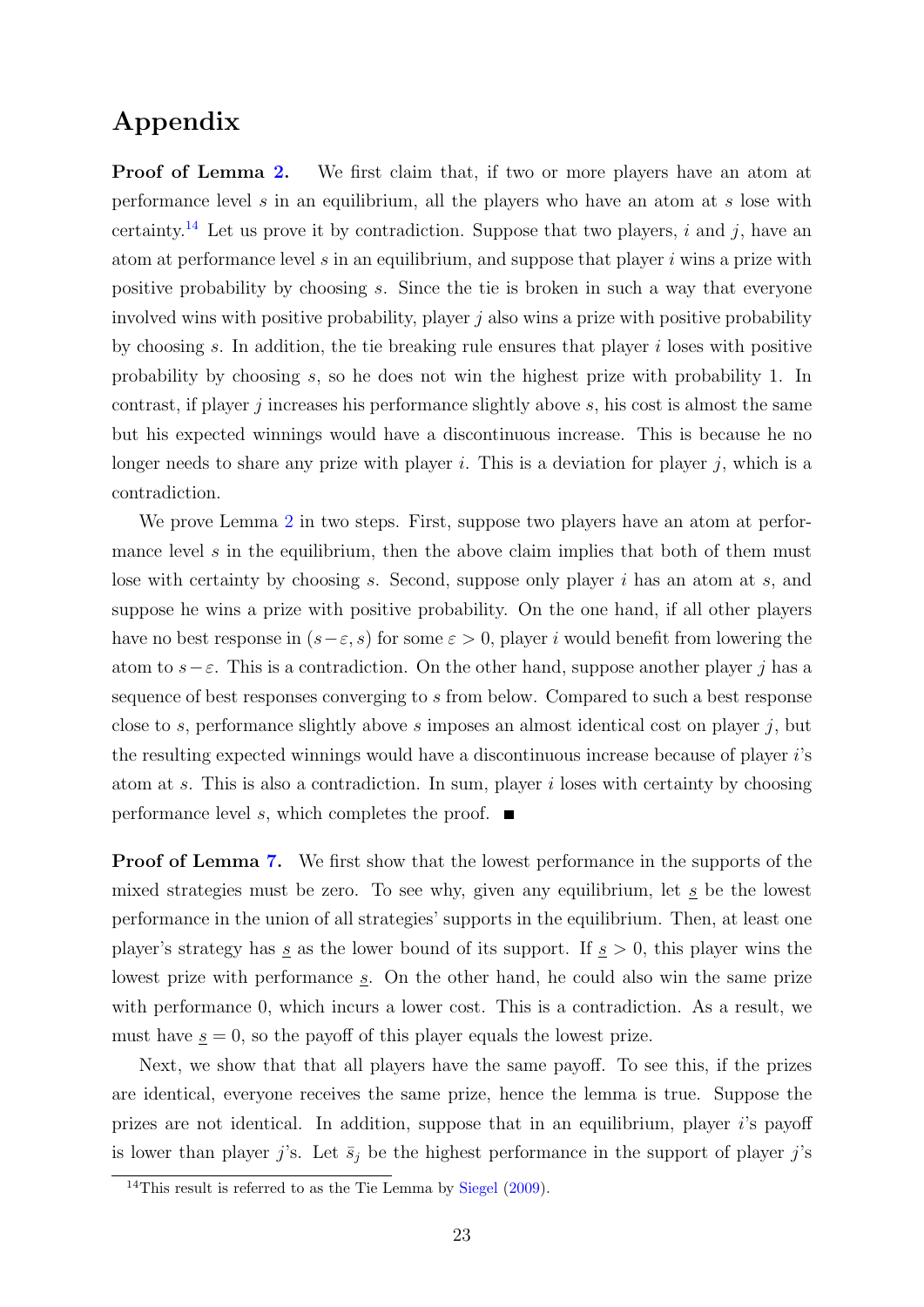# Appendix

**Proof of Lemma 2.** We first claim that, if two or more players have an atom at performance level $s$ in an equilibrium, all the players who have an atom at $s$ lose with certainty.[14] Let us prove it by contradiction. Suppose that two players, $i$ and $j$, have an atom at performance level $s$ in an equilibrium, and suppose that player $i$ wins a prize with positive probability by choosing $s$. Since the tie is broken in such a way that everyone involved wins with positive probability, player $j$ also wins a prize with positive probability by choosing $s$. In addition, the tie breaking rule ensures that player $i$ loses with positive probability by choosing $s$, so he does not win the highest prize with probability 1. In contrast, if player $j$ increases his performance slightly above $s$, his cost is almost the same but his expected winnings would have a discontinuous increase. This is because he no longer needs to share any prize with player $i$. This is a deviation for player $j$, which is a contradiction.

We prove Lemma 2 in two steps. First, suppose two players have an atom at performance level $s$ in the equilibrium, then the above claim implies that both of them must lose with certainty by choosing $s$. Second, suppose only player $i$ has an atom at $s$, and suppose he wins a prize with positive probability. On the one hand, if all other players have no best response in $(s-\varepsilon, s)$ for some $\varepsilon > 0$, player $i$ would benefit from lowering the atom to $s-\varepsilon$. This is a contradiction. On the other hand, suppose another player $j$ has a sequence of best responses converging to $s$ from below. Compared to such a best response close to $s$, performance slightly above $s$ imposes an almost identical cost on player $j$, but the resulting expected winnings would have a discontinuous increase because of player $i$'s atom at $s$. This is also a contradiction. In sum, player $i$ loses with certainty by choosing performance level $s$, which completes the proof. ■

**Proof of Lemma 7.** We first show that the lowest performance in the supports of the mixed strategies must be zero. To see why, given any equilibrium, let $\underline{s}$ be the lowest performance in the union of all strategies' supports in the equilibrium. Then, at least one player's strategy has $\underline{s}$ as the lower bound of its support. If $\underline{s} > 0$, this player wins the lowest prize with performance $\underline{s}$. On the other hand, he could also win the same prize with performance 0, which incurs a lower cost. This is a contradiction. As a result, we must have $\underline{s} = 0$, so the payoff of this player equals the lowest prize.

Next, we show that that all players have the same payoff. To see this, if the prizes are identical, everyone receives the same prize, hence the lemma is true. Suppose the prizes are not identical. In addition, suppose that in an equilibrium, player $i$'s payoff is lower than player $j$'s. Let $\bar{s}_j$ be the highest performance in the support of player $j$'s

[14] This result is referred to as the Tie Lemma by Siegel (2009).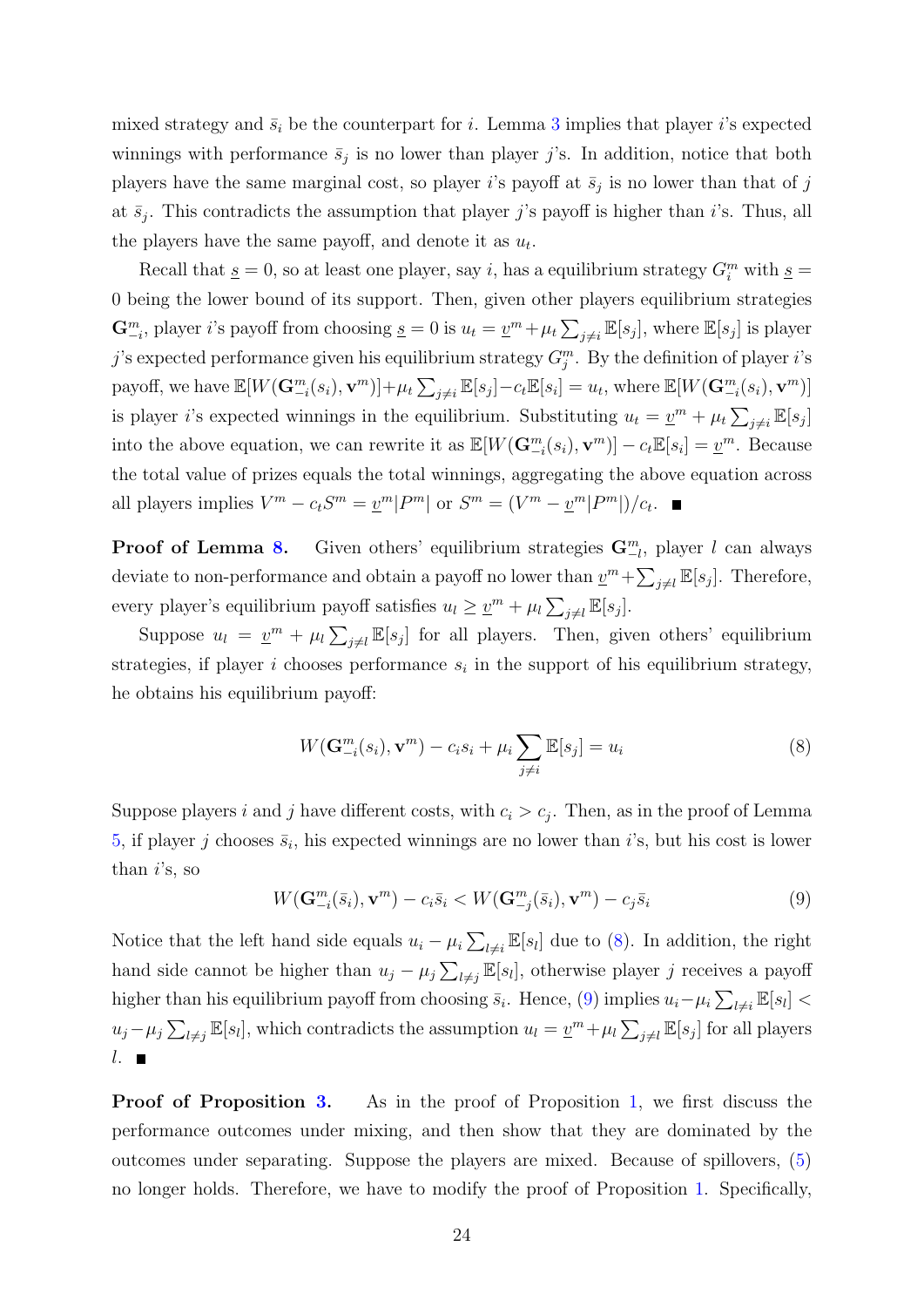mixed strategy and $\bar{s}_i$ be the counterpart for $i$. Lemma 3 implies that player $i$'s expected winnings with performance $\bar{s}_j$ is no lower than player $j$'s. In addition, notice that both players have the same marginal cost, so player $i$'s payoff at $\bar{s}_j$ is no lower than that of $j$ at $\bar{s}_j$. This contradicts the assumption that player $j$'s payoff is higher than $i$'s. Thus, all the players have the same payoff, and denote it as $u_t$.

Recall that $\underline{s} = 0$, so at least one player, say $i$, has a equilibrium strategy $G_i^m$ with $\underline{s} = 0$ being the lower bound of its support. Then, given other players equilibrium strategies $\mathbf{G}_{-i}^m$, player $i$'s payoff from choosing $\underline{s} = 0$ is $u_t = \underline{v}^m + \mu_t \sum_{j \neq i} \mathbb{E}[s_j]$, where $\mathbb{E}[s_j]$ is player $j$'s expected performance given his equilibrium strategy $G_j^m$. By the definition of player $i$'s payoff, we have $\mathbb{E}[W(\mathbf{G}_{-i}^m(s_i), \mathbf{v}^m)] + \mu_t \sum_{j \neq i} \mathbb{E}[s_j] - c_t \mathbb{E}[s_i] = u_t$, where $\mathbb{E}[W(\mathbf{G}_{-i}^m(s_i), \mathbf{v}^m)]$ is player $i$'s expected winnings in the equilibrium. Substituting $u_t = \underline{v}^m + \mu_t \sum_{j \neq i} \mathbb{E}[s_j]$ into the above equation, we can rewrite it as $\mathbb{E}[W(\mathbf{G}_{-i}^m(s_i), \mathbf{v}^m)] - c_t \mathbb{E}[s_i] = \underline{v}^m$. Because the total value of prizes equals the total winnings, aggregating the above equation across all players implies $V^m - c_t S^m = \underline{v}^m |P^m|$ or $S^m = (V^m - \underline{v}^m |P^m|)/c_t$. ■

**Proof of Lemma 8.** Given others' equilibrium strategies $\mathbf{G}_{-l}^m$, player $l$ can always deviate to non-performance and obtain a payoff no lower than $\underline{v}^m + \sum_{j \neq l} \mathbb{E}[s_j]$. Therefore, every player's equilibrium payoff satisfies $u_l \geq \underline{v}^m + \mu_l \sum_{j \neq l} \mathbb{E}[s_j]$.

Suppose $u_l = \underline{v}^m + \mu_l \sum_{j \neq l} \mathbb{E}[s_j]$ for all players. Then, given others' equilibrium strategies, if player $i$ chooses performance $s_i$ in the support of his equilibrium strategy, he obtains his equilibrium payoff:

$$W(\mathbf{G}_{-i}^m(s_i), \mathbf{v}^m) - c_i s_i + \mu_i \sum_{j \neq i} \mathbb{E}[s_j] = u_i \tag{8}$$

Suppose players $i$ and $j$ have different costs, with $c_i > c_j$. Then, as in the proof of Lemma 5, if player $j$ chooses $\bar{s}_i$, his expected winnings are no lower than $i$'s, but his cost is lower than $i$'s, so

$$W(\mathbf{G}_{-i}^m(\bar{s}_i), \mathbf{v}^m) - c_i \bar{s}_i < W(\mathbf{G}_{-j}^m(\bar{s}_i), \mathbf{v}^m) - c_j \bar{s}_i \tag{9}$$

Notice that the left hand side equals $u_i - \mu_i \sum_{l \neq i} \mathbb{E}[s_l]$ due to (8). In addition, the right hand side cannot be higher than $u_j - \mu_j \sum_{l \neq j} \mathbb{E}[s_l]$, otherwise player $j$ receives a payoff higher than his equilibrium payoff from choosing $\bar{s}_i$. Hence, (9) implies $u_i - \mu_i \sum_{l \neq i} \mathbb{E}[s_l] < u_j - \mu_j \sum_{l \neq j} \mathbb{E}[s_l]$, which contradicts the assumption $u_l = \underline{v}^m + \mu_l \sum_{j \neq l} \mathbb{E}[s_j]$ for all players $l$. ■

**Proof of Proposition 3.** As in the proof of Proposition 1, we first discuss the performance outcomes under mixing, and then show that they are dominated by the outcomes under separating. Suppose the players are mixed. Because of spillovers, (5) no longer holds. Therefore, we have to modify the proof of Proposition 1. Specifically,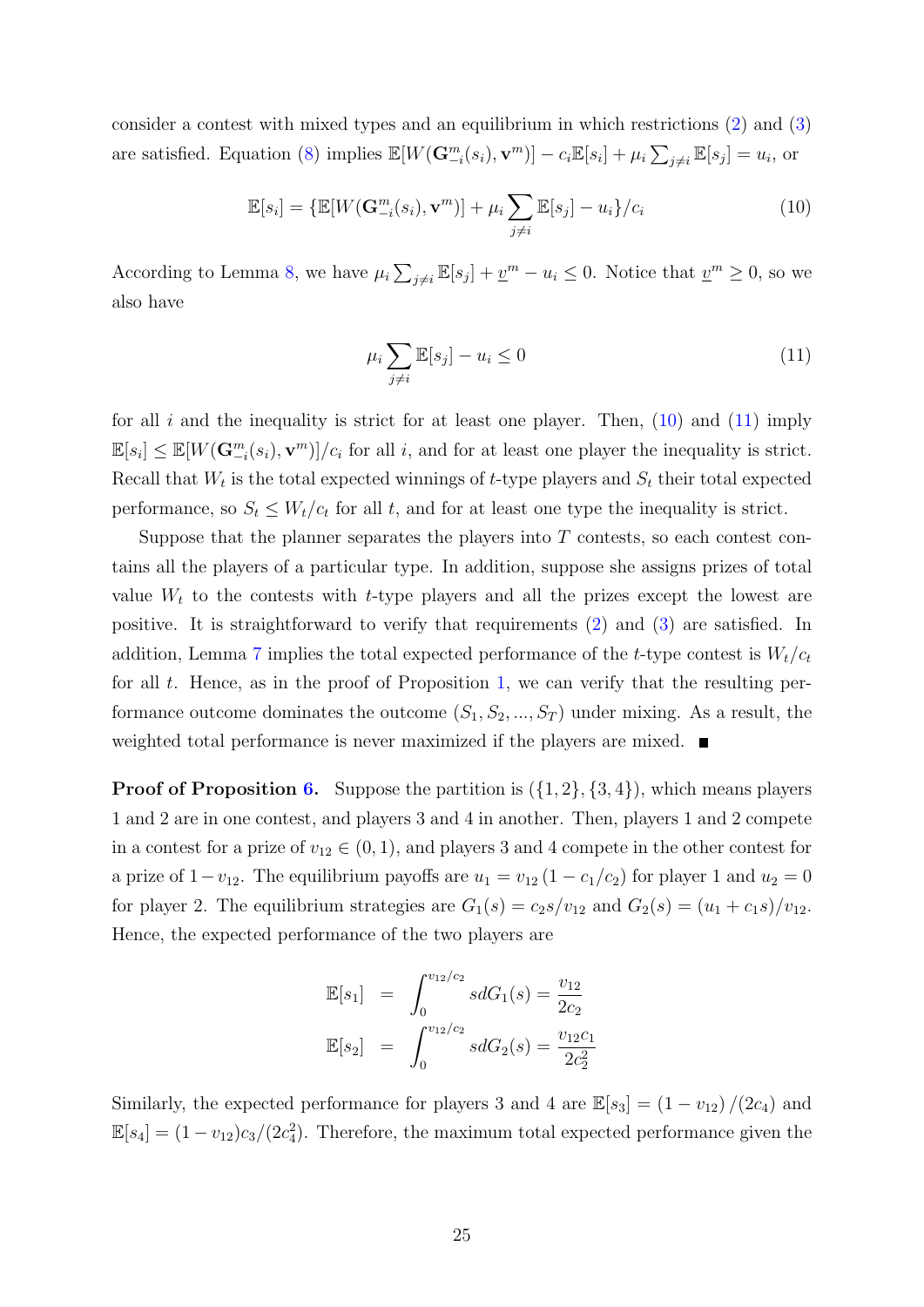consider a contest with mixed types and an equilibrium in which restrictions (2) and (3) are satisfied. Equation (8) implies $\mathbb{E}[W(\mathbf{G}^m_{-i}(s_i), \mathbf{v}^m)] - c_i\mathbb{E}[s_i] + \mu_i \sum_{j\neq i} \mathbb{E}[s_j] = u_i$, or

$$\mathbb{E}[s_i] = \{\mathbb{E}[W(\mathbf{G}^m_{-i}(s_i), \mathbf{v}^m)] + \mu_i \sum_{j\neq i} \mathbb{E}[s_j] - u_i\}/c_i \tag{10}$$

According to Lemma 8, we have $\mu_i \sum_{j\neq i} \mathbb{E}[s_j] + \underline{v}^m - u_i \leq 0$. Notice that $\underline{v}^m \geq 0$, so we also have

$$\mu_i \sum_{j\neq i} \mathbb{E}[s_j] - u_i \leq 0 \tag{11}$$

for all $i$ and the inequality is strict for at least one player. Then, (10) and (11) imply $\mathbb{E}[s_i] \leq \mathbb{E}[W(\mathbf{G}^m_{-i}(s_i), \mathbf{v}^m)]/c_i$ for all $i$, and for at least one player the inequality is strict. Recall that $W_t$ is the total expected winnings of $t$-type players and $S_t$ their total expected performance, so $S_t \leq W_t/c_t$ for all $t$, and for at least one type the inequality is strict.

Suppose that the planner separates the players into $T$ contests, so each contest contains all the players of a particular type. In addition, suppose she assigns prizes of total value $W_t$ to the contests with $t$-type players and all the prizes except the lowest are positive. It is straightforward to verify that requirements (2) and (3) are satisfied. In addition, Lemma 7 implies the total expected performance of the $t$-type contest is $W_t/c_t$ for all $t$. Hence, as in the proof of Proposition 1, we can verify that the resulting performance outcome dominates the outcome $(S_1, S_2, ..., S_T)$ under mixing. As a result, the weighted total performance is never maximized if the players are mixed. ■

**Proof of Proposition 6.** Suppose the partition is $(\{1, 2\}, \{3, 4\})$, which means players 1 and 2 are in one contest, and players 3 and 4 in another. Then, players 1 and 2 compete in a contest for a prize of $v_{12} \in (0, 1)$, and players 3 and 4 compete in the other contest for a prize of $1 - v_{12}$. The equilibrium payoffs are $u_1 = v_{12}(1 - c_1/c_2)$ for player 1 and $u_2 = 0$ for player 2. The equilibrium strategies are $G_1(s) = c_2s/v_{12}$ and $G_2(s) = (u_1 + c_1s)/v_{12}$. Hence, the expected performance of the two players are

$$\begin{aligned}
\mathbb{E}[s_1] &= \int_0^{v_{12}/c_2} s dG_1(s) = \frac{v_{12}}{2c_2} \\
\mathbb{E}[s_2] &= \int_0^{v_{12}/c_2} s dG_2(s) = \frac{v_{12}c_1}{2c_2^2}
\end{aligned}$$

Similarly, the expected performance for players 3 and 4 are $\mathbb{E}[s_3] = (1 - v_{12})/(2c_4)$ and $\mathbb{E}[s_4] = (1 - v_{12})c_3/(2c_4^2)$. Therefore, the maximum total expected performance given the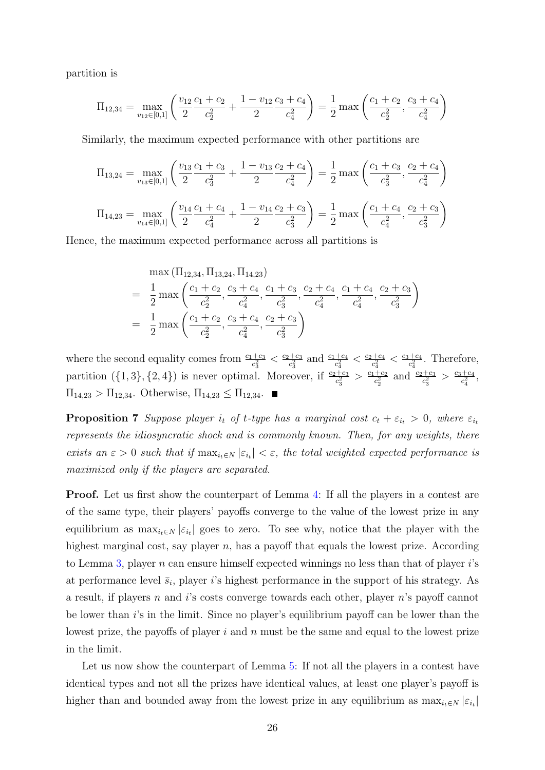partition is

$$\Pi_{12,34} = \max_{v_{12}\in[0,1]} \left( \frac{v_{12}}{2}\frac{c_1+c_2}{c_2^2} + \frac{1-v_{12}}{2}\frac{c_3+c_4}{c_4^2} \right) = \frac{1}{2}\max\left( \frac{c_1+c_2}{c_2^2}, \frac{c_3+c_4}{c_4^2} \right)$$

Similarly, the maximum expected performance with other partitions are

$$\Pi_{13,24} = \max_{v_{13}\in[0,1]} \left( \frac{v_{13}}{2}\frac{c_1+c_3}{c_3^2} + \frac{1-v_{13}}{2}\frac{c_2+c_4}{c_4^2} \right) = \frac{1}{2}\max\left( \frac{c_1+c_3}{c_3^2}, \frac{c_2+c_4}{c_4^2} \right)$$

$$\Pi_{14,23} = \max_{v_{14}\in[0,1]} \left( \frac{v_{14}}{2}\frac{c_1+c_4}{c_4^2} + \frac{1-v_{14}}{2}\frac{c_2+c_3}{c_3^2} \right) = \frac{1}{2}\max\left( \frac{c_1+c_4}{c_4^2}, \frac{c_2+c_3}{c_3^2} \right)$$

Hence, the maximum expected performance across all partitions is

$$\begin{aligned} &\max\left(\Pi_{12,34}, \Pi_{13,24}, \Pi_{14,23}\right) \\ =\ & \frac{1}{2}\max\left( \frac{c_1+c_2}{c_2^2}, \frac{c_3+c_4}{c_4^2}, \frac{c_1+c_3}{c_3^2}, \frac{c_2+c_4}{c_4^2}, \frac{c_1+c_4}{c_4^2}, \frac{c_2+c_3}{c_3^2} \right) \\ =\ & \frac{1}{2}\max\left( \frac{c_1+c_2}{c_2^2}, \frac{c_3+c_4}{c_4^2}, \frac{c_2+c_3}{c_3^2} \right) \end{aligned}$$

where the second equality comes from $\frac{c_1+c_3}{c_3^2} < \frac{c_2+c_3}{c_3^2}$ and $\frac{c_1+c_4}{c_4^2} < \frac{c_2+c_4}{c_4^2} < \frac{c_3+c_4}{c_4^2}$. Therefore, partition $(\{1,3\},\{2,4\})$ is never optimal. Moreover, if $\frac{c_2+c_3}{c_3^2} > \frac{c_1+c_2}{c_2^2}$ and $\frac{c_2+c_3}{c_3^2} > \frac{c_3+c_4}{c_4^2}$, $\Pi_{14,23} > \Pi_{12,34}$. Otherwise, $\Pi_{14,23} \leq \Pi_{12,34}$. ∎

**Proposition 7** *Suppose player $i_t$ of t-type has a marginal cost $c_t + \varepsilon_{i_t} > 0$, where $\varepsilon_{i_t}$ represents the idiosyncratic shock and is commonly known. Then, for any weights, there exists an $\varepsilon > 0$ such that if $\max_{i_t \in N} |\varepsilon_{i_t}| < \varepsilon$, the total weighted expected performance is maximized only if the players are separated.*

**Proof.** Let us first show the counterpart of Lemma 4: If all the players in a contest are of the same type, their players' payoffs converge to the value of the lowest prize in any equilibrium as $\max_{i_t \in N} |\varepsilon_{i_t}|$ goes to zero. To see why, notice that the player with the highest marginal cost, say player $n$, has a payoff that equals the lowest prize. According to Lemma 3, player $n$ can ensure himself expected winnings no less than that of player $i$'s at performance level $\bar{s}_i$, player $i$'s highest performance in the support of his strategy. As a result, if players $n$ and $i$'s costs converge towards each other, player $n$'s payoff cannot be lower than $i$'s in the limit. Since no player's equilibrium payoff can be lower than the lowest prize, the payoffs of player $i$ and $n$ must be the same and equal to the lowest prize in the limit.

Let us now show the counterpart of Lemma 5: If not all the players in a contest have identical types and not all the prizes have identical values, at least one player's payoff is higher than and bounded away from the lowest prize in any equilibrium as $\max_{i_t \in N} |\varepsilon_{i_t}|$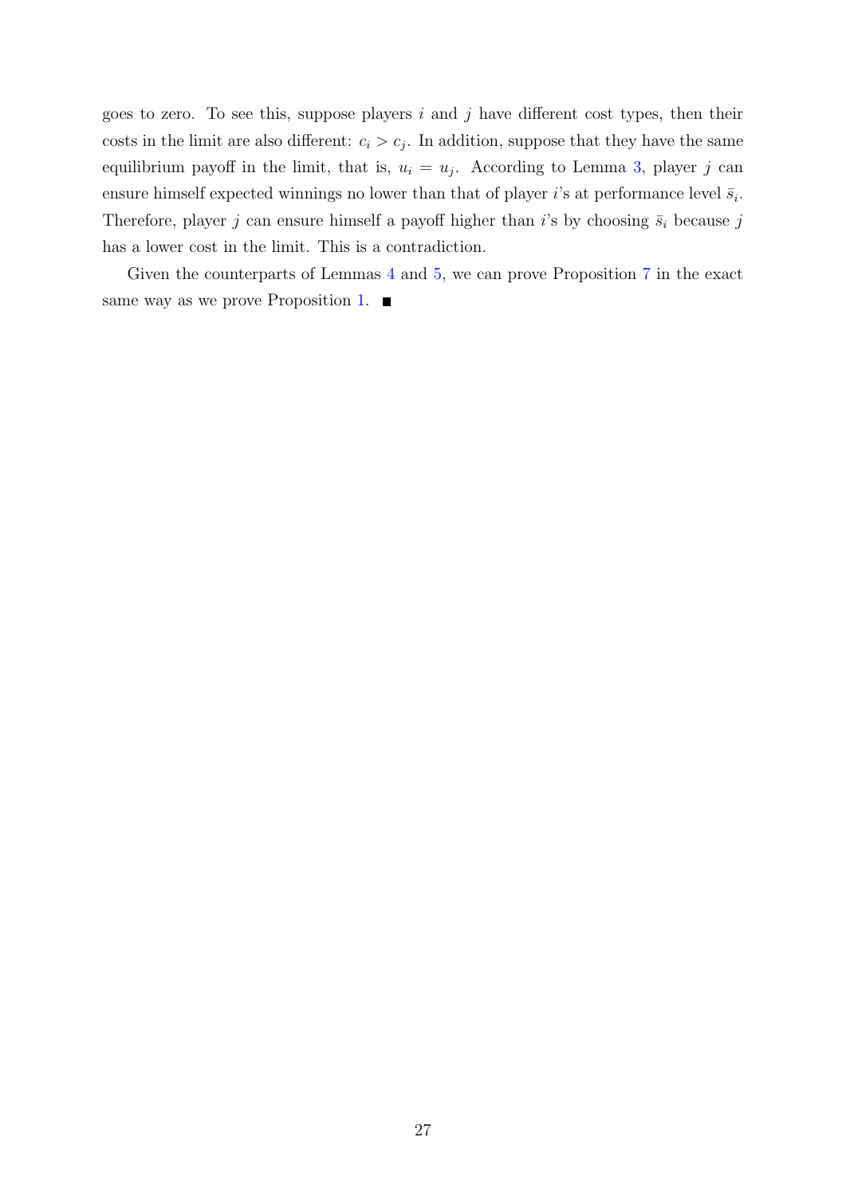goes to zero. To see this, suppose players $i$ and $j$ have different cost types, then their costs in the limit are also different: $c_i > c_j$. In addition, suppose that they have the same equilibrium payoff in the limit, that is, $u_i = u_j$. According to Lemma 3, player $j$ can ensure himself expected winnings no lower than that of player $i$'s at performance level $\bar{s}_i$. Therefore, player $j$ can ensure himself a payoff higher than $i$'s by choosing $\bar{s}_i$ because $j$ has a lower cost in the limit. This is a contradiction.

Given the counterparts of Lemmas 4 and 5, we can prove Proposition 7 in the exact same way as we prove Proposition 1. ■